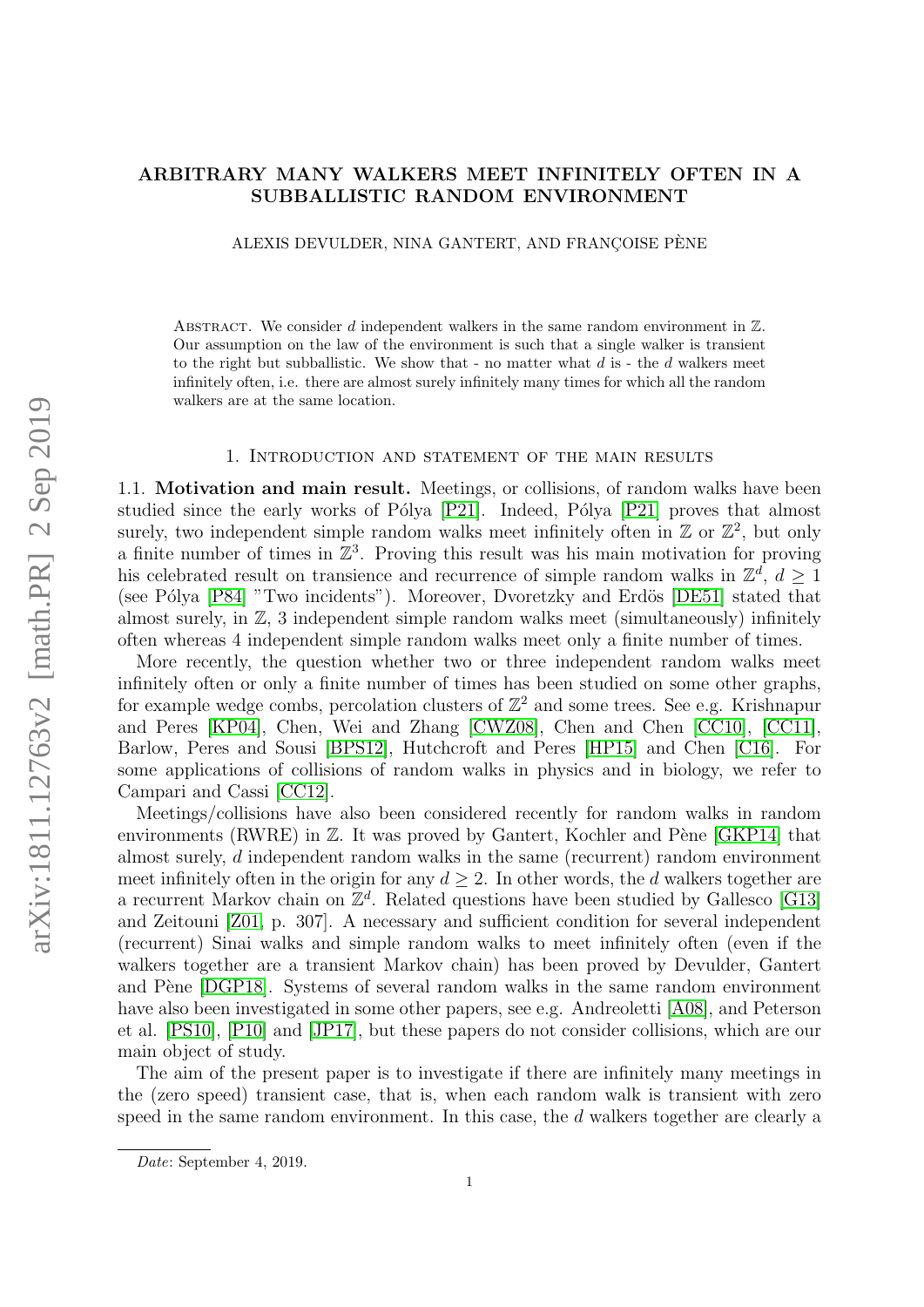# ARBITRARY MANY WALKERS MEET INFINITELY OFTEN IN A SUBBALLISTIC RANDOM ENVIRONMENT

ALEXIS DEVULDER, NINA GANTERT, AND FRANÇOISE PÈNE

Abstract. We consider $d$ independent walkers in the same random environment in $\mathbb{Z}$. Our assumption on the law of the environment is such that a single walker is transient to the right but subballistic. We show that - no matter what $d$ is - the $d$ walkers meet infinitely often, i.e. there are almost surely infinitely many times for which all the random walkers are at the same location.

## 1. Introduction and statement of the main results

### 1.1. Motivation and main result.

Meetings, or collisions, of random walks have been studied since the early works of Pólya [P21]. Indeed, Pólya [P21] proves that almost surely, two independent simple random walks meet infinitely often in $\mathbb{Z}$ or $\mathbb{Z}^2$, but only a finite number of times in $\mathbb{Z}^3$. Proving this result was his main motivation for proving his celebrated result on transience and recurrence of simple random walks in $\mathbb{Z}^d$, $d \geq 1$ (see Pólya [P84] "Two incidents"). Moreover, Dvoretzky and Erdös [DE51] stated that almost surely, in $\mathbb{Z}$, 3 independent simple random walks meet (simultaneously) infinitely often whereas 4 independent simple random walks meet only a finite number of times.

More recently, the question whether two or three independent random walks meet infinitely often or only a finite number of times has been studied on some other graphs, for example wedge combs, percolation clusters of $\mathbb{Z}^2$ and some trees. See e.g. Krishnapur and Peres [KP04], Chen, Wei and Zhang [CWZ08], Chen and Chen [CC10], [CC11], Barlow, Peres and Sousi [BPS12], Hutchcroft and Peres [HP15] and Chen [C16]. For some applications of collisions of random walks in physics and in biology, we refer to Campari and Cassi [CC12].

Meetings/collisions have also been considered recently for random walks in random environments (RWRE) in $\mathbb{Z}$. It was proved by Gantert, Kochler and Pène [GKP14] that almost surely, $d$ independent random walks in the same (recurrent) random environment meet infinitely often in the origin for any $d \geq 2$. In other words, the $d$ walkers together are a recurrent Markov chain on $\mathbb{Z}^d$. Related questions have been studied by Gallesco [G13] and Zeitouni [Z01, p. 307]. A necessary and sufficient condition for several independent (recurrent) Sinai walks and simple random walks to meet infinitely often (even if the walkers together are a transient Markov chain) has been proved by Devulder, Gantert and Pène [DGP18]. Systems of several random walks in the same random environment have also been investigated in some other papers, see e.g. Andreoletti [A08], and Peterson et al. [PS10], [P10] and [JP17], but these papers do not consider collisions, which are our main object of study.

The aim of the present paper is to investigate if there are infinitely many meetings in the (zero speed) transient case, that is, when each random walk is transient with zero speed in the same random environment. In this case, the $d$ walkers together are clearly a

Date: September 4, 2019.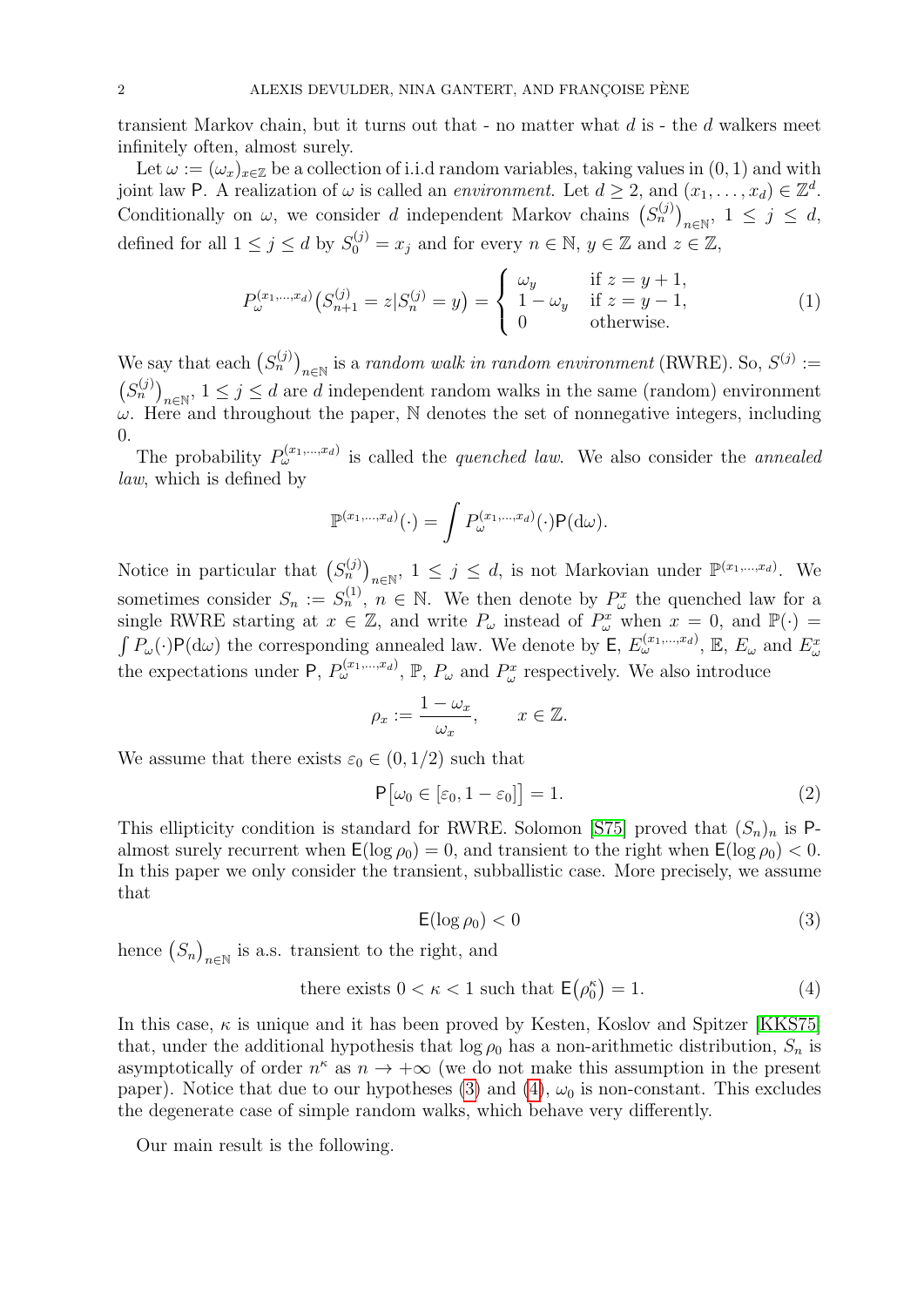transient Markov chain, but it turns out that - no matter what $d$ is - the $d$ walkers meet infinitely often, almost surely.

Let $\omega := (\omega_x)_{x\in\mathbb{Z}}$ be a collection of i.i.d random variables, taking values in $(0,1)$ and with joint law $\mathsf{P}$. A realization of $\omega$ is called an *environment*. Let $d \geq 2$, and $(x_1, \dots, x_d) \in \mathbb{Z}^d$. Conditionally on $\omega$, we consider $d$ independent Markov chains $\big(S_n^{(j)}\big)_{n\in\mathbb{N}}$, $1 \leq j \leq d$, defined for all $1 \leq j \leq d$ by $S_0^{(j)} = x_j$ and for every $n \in \mathbb{N}$, $y \in \mathbb{Z}$ and $z \in \mathbb{Z}$,

$$P_\omega^{(x_1,\dots,x_d)}\big(S_{n+1}^{(j)} = z | S_n^{(j)} = y\big) = \begin{cases} \omega_y & \text{if } z = y+1, \\ 1-\omega_y & \text{if } z = y-1, \\ 0 & \text{otherwise.} \end{cases} \tag{1}$$

We say that each $\big(S_n^{(j)}\big)_{n\in\mathbb{N}}$ is a *random walk in random environment* (RWRE). So, $S^{(j)} := \big(S_n^{(j)}\big)_{n\in\mathbb{N}}$, $1 \leq j \leq d$ are $d$ independent random walks in the same (random) environment $\omega$. Here and throughout the paper, $\mathbb{N}$ denotes the set of nonnegative integers, including 0.

The probability $P_\omega^{(x_1,\dots,x_d)}$ is called the *quenched law*. We also consider the *annealed law*, which is defined by

$$\mathbb{P}^{(x_1,\dots,x_d)}(\cdot) = \int P_\omega^{(x_1,\dots,x_d)}(\cdot)\mathsf{P}(\mathrm{d}\omega).$$

Notice in particular that $\big(S_n^{(j)}\big)_{n\in\mathbb{N}}$, $1 \leq j \leq d$, is not Markovian under $\mathbb{P}^{(x_1,\dots,x_d)}$. We sometimes consider $S_n := S_n^{(1)}$, $n \in \mathbb{N}$. We then denote by $P_\omega^x$ the quenched law for a single RWRE starting at $x \in \mathbb{Z}$, and write $P_\omega$ instead of $P_\omega^x$ when $x = 0$, and $\mathbb{P}(\cdot) = \int P_\omega(\cdot)\mathsf{P}(\mathrm{d}\omega)$ the corresponding annealed law. We denote by $\mathsf{E}$, $E_\omega^{(x_1,\dots,x_d)}$, $\mathbb{E}$, $E_\omega$ and $E_\omega^x$ the expectations under $\mathsf{P}$, $P_\omega^{(x_1,\dots,x_d)}$, $\mathbb{P}$, $P_\omega$ and $P_\omega^x$ respectively. We also introduce

$$\rho_x := \frac{1-\omega_x}{\omega_x}, \qquad x \in \mathbb{Z}.$$

We assume that there exists $\varepsilon_0 \in (0, 1/2)$ such that

$$\mathsf{P}\big[\omega_0 \in [\varepsilon_0, 1-\varepsilon_0]\big] = 1. \tag{2}$$

This ellipticity condition is standard for RWRE. Solomon [S75] proved that $(S_n)_n$ is $\mathsf{P}$-almost surely recurrent when $\mathsf{E}(\log \rho_0) = 0$, and transient to the right when $\mathsf{E}(\log \rho_0) < 0$. In this paper we only consider the transient, subballistic case. More precisely, we assume that

$$\mathsf{E}(\log \rho_0) < 0 \tag{3}$$

hence $\big(S_n\big)_{n\in\mathbb{N}}$ is a.s. transient to the right, and

$$\text{there exists } 0 < \kappa < 1 \text{ such that } \mathsf{E}\big(\rho_0^\kappa\big) = 1. \tag{4}$$

In this case, $\kappa$ is unique and it has been proved by Kesten, Koslov and Spitzer [KKS75] that, under the additional hypothesis that $\log \rho_0$ has a non-arithmetic distribution, $S_n$ is asymptotically of order $n^\kappa$ as $n \to +\infty$ (we do not make this assumption in the present paper). Notice that due to our hypotheses (3) and (4), $\omega_0$ is non-constant. This excludes the degenerate case of simple random walks, which behave very differently.

Our main result is the following.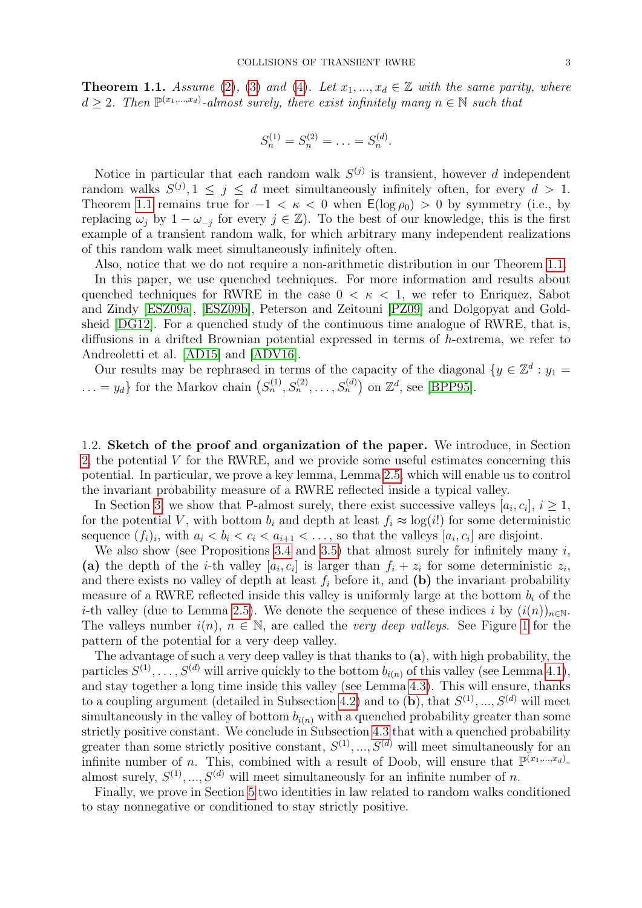**Theorem 1.1.** *Assume (2), (3) and (4). Let $x_1, ..., x_d \in \mathbb{Z}$ with the same parity, where $d \geq 2$. Then $\mathbb{P}^{(x_1,...,x_d)}$-almost surely, there exist infinitely many $n \in \mathbb{N}$ such that*

$$S_n^{(1)} = S_n^{(2)} = \ldots = S_n^{(d)}.$$

Notice in particular that each random walk $S^{(j)}$ is transient, however $d$ independent random walks $S^{(j)}, 1 \leq j \leq d$ meet simultaneously infinitely often, for every $d > 1$. Theorem 1.1 remains true for $-1 < \kappa < 0$ when $\mathsf{E}(\log \rho_0) > 0$ by symmetry (i.e., by replacing $\omega_j$ by $1 - \omega_{-j}$ for every $j \in \mathbb{Z}$). To the best of our knowledge, this is the first example of a transient random walk, for which arbitrary many independent realizations of this random walk meet simultaneously infinitely often.

Also, notice that we do not require a non-arithmetic distribution in our Theorem 1.1.

In this paper, we use quenched techniques. For more information and results about quenched techniques for RWRE in the case $0 < \kappa < 1$, we refer to Enriquez, Sabot and Zindy [ESZ09a], [ESZ09b], Peterson and Zeitouni [PZ09] and Dolgopyat and Goldsheid [DG12]. For a quenched study of the continuous time analogue of RWRE, that is, diffusions in a drifted Brownian potential expressed in terms of $h$-extrema, we refer to Andreoletti et al. [AD15] and [ADV16].

Our results may be rephrased in terms of the capacity of the diagonal $\{y \in \mathbb{Z}^d : y_1 = \ldots = y_d\}$ for the Markov chain $\left(S_n^{(1)}, S_n^{(2)}, \ldots, S_n^{(d)}\right)$ on $\mathbb{Z}^d$, see [BPP95].

### 1.2. Sketch of the proof and organization of the paper.

We introduce, in Section 2, the potential $V$ for the RWRE, and we provide some useful estimates concerning this potential. In particular, we prove a key lemma, Lemma 2.5, which will enable us to control the invariant probability measure of a RWRE reflected inside a typical valley.

In Section 3, we show that $\mathsf{P}$-almost surely, there exist successive valleys $[a_i, c_i]$, $i \geq 1$, for the potential $V$, with bottom $b_i$ and depth at least $f_i \approx \log(i!)$ for some deterministic sequence $(f_i)_i$, with $a_i < b_i < c_i < a_{i+1} < \ldots$, so that the valleys $[a_i, c_i]$ are disjoint.

We also show (see Propositions 3.4 and 3.5) that almost surely for infinitely many $i$, **(a)** the depth of the $i$-th valley $[a_i, c_i]$ is larger than $f_i + z_i$ for some deterministic $z_i$, and there exists no valley of depth at least $f_i$ before it, and **(b)** the invariant probability measure of a RWRE reflected inside this valley is uniformly large at the bottom $b_i$ of the $i$-th valley (due to Lemma 2.5). We denote the sequence of these indices $i$ by $(i(n))_{n \in \mathbb{N}}$. The valleys number $i(n)$, $n \in \mathbb{N}$, are called the *very deep valleys*. See Figure 1 for the pattern of the potential for a very deep valley.

The advantage of such a very deep valley is that thanks to **(a)**, with high probability, the particles $S^{(1)}, \ldots, S^{(d)}$ will arrive quickly to the bottom $b_{i(n)}$ of this valley (see Lemma 4.1), and stay together a long time inside this valley (see Lemma 4.3). This will ensure, thanks to a coupling argument (detailed in Subsection 4.2) and to **(b)**, that $S^{(1)}, ..., S^{(d)}$ will meet simultaneously in the valley of bottom $b_{i(n)}$ with a quenched probability greater than some strictly positive constant. We conclude in Subsection 4.3 that with a quenched probability greater than some strictly positive constant, $S^{(1)}, ..., S^{(d)}$ will meet simultaneously for an infinite number of $n$. This, combined with a result of Doob, will ensure that $\mathbb{P}^{(x_1,...,x_d)}$-almost surely, $S^{(1)}, ..., S^{(d)}$ will meet simultaneously for an infinite number of $n$.

Finally, we prove in Section 5 two identities in law related to random walks conditioned to stay nonnegative or conditioned to stay strictly positive.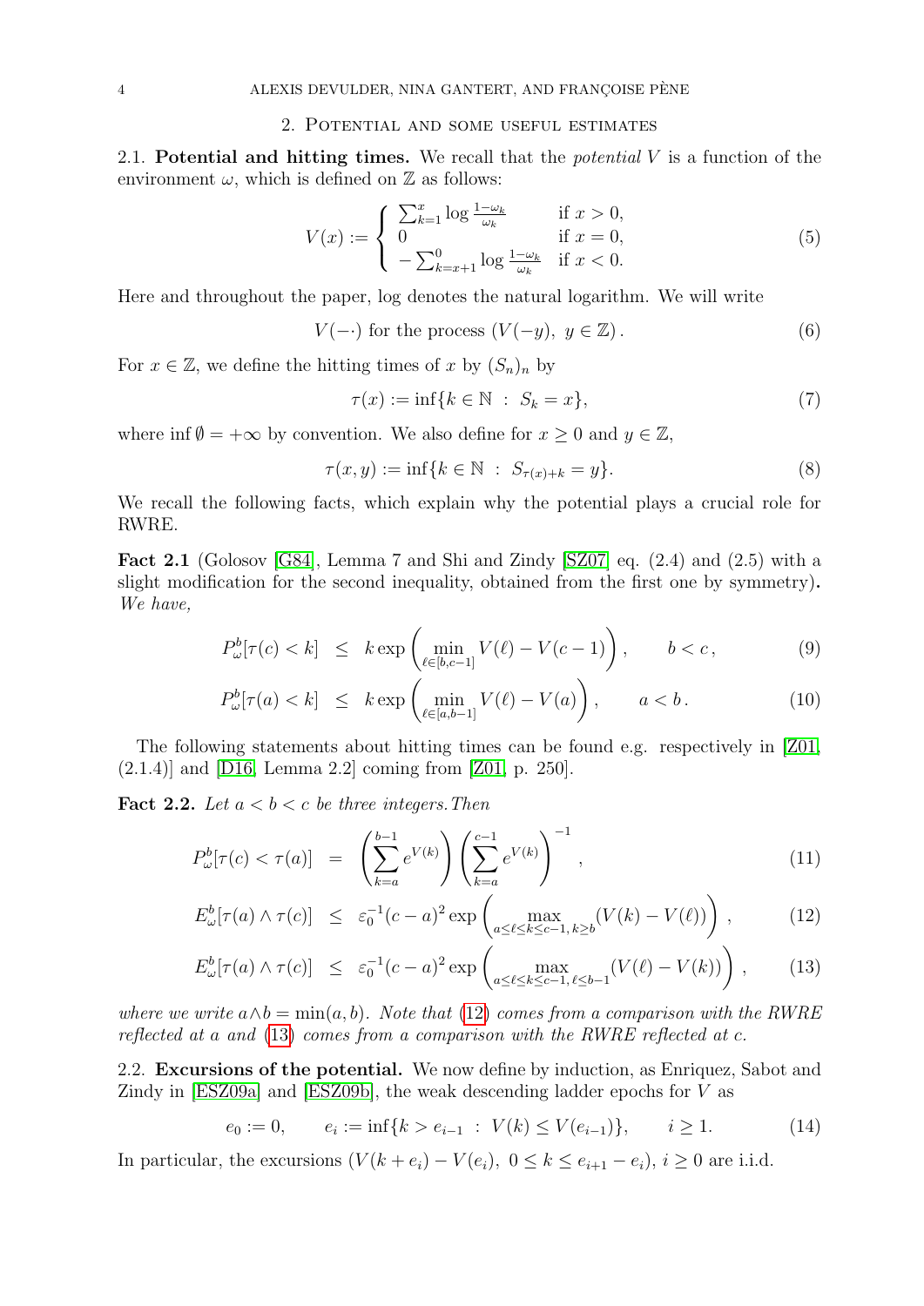## 2. Potential and some useful estimates

**2.1. Potential and hitting times.** We recall that the *potential* $V$ is a function of the environment $\omega$, which is defined on $\mathbb{Z}$ as follows:

$$V(x) := \begin{cases} \sum_{k=1}^{x} \log \frac{1-\omega_k}{\omega_k} & \text{if } x > 0, \\ 0 & \text{if } x = 0, \\ -\sum_{k=x+1}^{0} \log \frac{1-\omega_k}{\omega_k} & \text{if } x < 0. \end{cases} \tag{5}$$

Here and throughout the paper, log denotes the natural logarithm. We will write

$$V(-\cdot) \text{ for the process } (V(-y),\ y \in \mathbb{Z}). \tag{6}$$

For $x \in \mathbb{Z}$, we define the hitting times of $x$ by $(S_n)_n$ by

$$\tau(x) := \inf\{k \in \mathbb{N} \ :\ S_k = x\}, \tag{7}$$

where $\inf \emptyset = +\infty$ by convention. We also define for $x \geq 0$ and $y \in \mathbb{Z}$,

$$\tau(x, y) := \inf\{k \in \mathbb{N} \ :\ S_{\tau(x)+k} = y\}. \tag{8}$$

We recall the following facts, which explain why the potential plays a crucial role for RWRE.

**Fact 2.1** (Golosov [G84], Lemma 7 and Shi and Zindy [SZ07] eq. (2.4) and (2.5) with a slight modification for the second inequality, obtained from the first one by symmetry)**.** *We have,*

$$P_\omega^b[\tau(c) < k] \leq k \exp\left(\min_{\ell \in [b, c-1]} V(\ell) - V(c-1)\right), \qquad b < c, \tag{9}$$

$$P_\omega^b[\tau(a) < k] \leq k \exp\left(\min_{\ell \in [a, b-1]} V(\ell) - V(a)\right), \qquad a < b. \tag{10}$$

The following statements about hitting times can be found e.g. respectively in [Z01, (2.1.4)] and [D16, Lemma 2.2] coming from [Z01, p. 250].

**Fact 2.2.** *Let $a < b < c$ be three integers. Then*

$$P_\omega^b[\tau(c) < \tau(a)] = \left(\sum_{k=a}^{b-1} e^{V(k)}\right) \left(\sum_{k=a}^{c-1} e^{V(k)}\right)^{-1}, \tag{11}$$

$$E_\omega^b[\tau(a) \wedge \tau(c)] \leq \varepsilon_0^{-1}(c-a)^2 \exp\left(\max_{a \leq \ell \leq k \leq c-1,\, k \geq b} (V(k) - V(\ell))\right), \tag{12}$$

$$E_\omega^b[\tau(a) \wedge \tau(c)] \leq \varepsilon_0^{-1}(c-a)^2 \exp\left(\max_{a \leq \ell \leq k \leq c-1,\, \ell \leq b-1} (V(\ell) - V(k))\right), \tag{13}$$

*where we write $a \wedge b = \min(a, b)$. Note that (12) comes from a comparison with the RWRE reflected at $a$ and (13) comes from a comparison with the RWRE reflected at $c$.*

**2.2. Excursions of the potential.** We now define by induction, as Enriquez, Sabot and Zindy in [ESZ09a] and [ESZ09b], the weak descending ladder epochs for $V$ as

$$e_0 := 0, \qquad e_i := \inf\{k > e_{i-1} \ :\ V(k) \leq V(e_{i-1})\}, \qquad i \geq 1. \tag{14}$$

In particular, the excursions $(V(k + e_i) - V(e_i),\ 0 \leq k \leq e_{i+1} - e_i)$, $i \geq 0$ are i.i.d.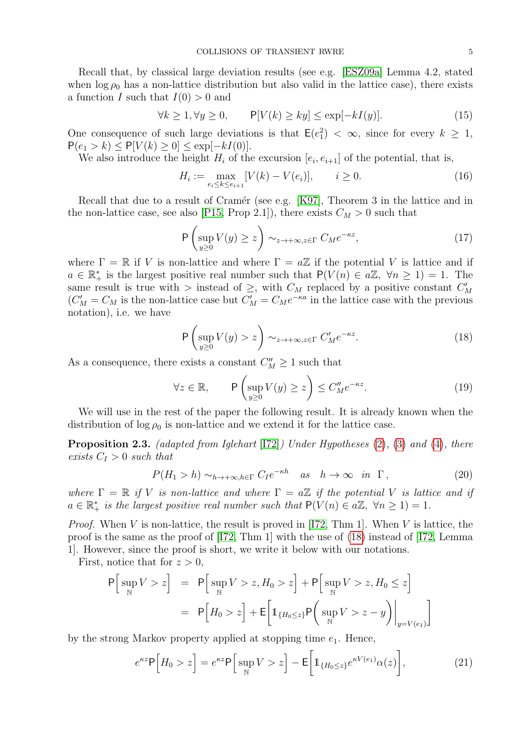Recall that, by classical large deviation results (see e.g. [ESZ09a] Lemma 4.2, stated when $\log \rho_0$ has a non-lattice distribution but also valid in the lattice case), there exists a function $I$ such that $I(0) > 0$ and

$$\forall k \geq 1, \forall y \geq 0, \qquad \mathsf{P}[V(k) \geq ky] \leq \exp[-kI(y)]. \tag{15}$$

One consequence of such large deviations is that $\mathsf{E}(e_1^2) < \infty$, since for every $k \geq 1$, $\mathsf{P}(e_1 > k) \leq \mathsf{P}[V(k) \geq 0] \leq \exp[-kI(0)]$.

We also introduce the height $H_i$ of the excursion $[e_i, e_{i+1}]$ of the potential, that is,

$$H_i := \max_{e_i \leq k \leq e_{i+1}} [V(k) - V(e_i)], \qquad i \geq 0. \tag{16}$$

Recall that due to a result of Cramér (see e.g. [K97], Theorem 3 in the lattice and in the non-lattice case, see also [P15, Prop 2.1]), there exists $C_M > 0$ such that

$$\mathsf{P}\left(\sup_{y \geq 0} V(y) \geq z\right) \sim_{z \to +\infty, z \in \Gamma} C_M e^{-\kappa z}, \tag{17}$$

where $\Gamma = \mathbb{R}$ if $V$ is non-lattice and where $\Gamma = a\mathbb{Z}$ if the potential $V$ is lattice and if $a \in \mathbb{R}_+^*$ is the largest positive real number such that $\mathsf{P}(V(n) \in a\mathbb{Z}, \ \forall n \geq 1) = 1$. The same result is true with $>$ instead of $\geq$, with $C_M$ replaced by a positive constant $C'_M$ ($C'_M = C_M$ is the non-lattice case but $C'_M = C_M e^{-\kappa a}$ in the lattice case with the previous notation), i.e. we have

$$\mathsf{P}\left(\sup_{y \geq 0} V(y) > z\right) \sim_{z \to +\infty, z \in \Gamma} C'_M e^{-\kappa z}. \tag{18}$$

As a consequence, there exists a constant $C''_M \geq 1$ such that

$$\forall z \in \mathbb{R}, \qquad \mathsf{P}\left(\sup_{y \geq 0} V(y) \geq z\right) \leq C''_M e^{-\kappa z}. \tag{19}$$

We will use in the rest of the paper the following result. It is already known when the distribution of $\log \rho_0$ is non-lattice and we extend it for the lattice case.

**Proposition 2.3.** *(adapted from Iglehart [I72]) Under Hypotheses (2), (3) and (4), there exists $C_I > 0$ such that*

$$P(H_1 > h) \sim_{h \to +\infty, h \in \Gamma} C_I e^{-\kappa h} \quad \text{as} \quad h \to \infty \quad \text{in} \quad \Gamma, \tag{20}$$

*where $\Gamma = \mathbb{R}$ if $V$ is non-lattice and where $\Gamma = a\mathbb{Z}$ if the potential $V$ is lattice and if $a \in \mathbb{R}_+^*$ is the largest positive real number such that $\mathsf{P}(V(n) \in a\mathbb{Z}, \ \forall n \geq 1) = 1$.*

*Proof.* When $V$ is non-lattice, the result is proved in [I72, Thm 1]. When $V$ is lattice, the proof is the same as the proof of [I72, Thm 1] with the use of (18) instead of [I72, Lemma 1]. However, since the proof is short, we write it below with our notations.

First, notice that for $z > 0$,

$$\begin{aligned}
\mathsf{P}\Big[\sup_{\mathbb{N}} V > z\Big] &= \mathsf{P}\Big[\sup_{\mathbb{N}} V > z, H_0 > z\Big] + \mathsf{P}\Big[\sup_{\mathbb{N}} V > z, H_0 \leq z\Big] \\
&= \mathsf{P}\Big[H_0 > z\Big] + \mathsf{E}\Big[\mathbb{1}_{\{H_0 \leq z\}} \mathsf{P}\Big(\sup_{\mathbb{N}} V > z - y\Big)\Big|_{y = V(e_1)}\Big]
\end{aligned}$$

by the strong Markov property applied at stopping time $e_1$. Hence,

$$e^{\kappa z} \mathsf{P}\Big[H_0 > z\Big] = e^{\kappa z} \mathsf{P}\Big[\sup_{\mathbb{N}} V > z\Big] - \mathsf{E}\Big[\mathbb{1}_{\{H_0 \leq z\}} e^{\kappa V(e_1)} \alpha(z)\Big], \tag{21}$$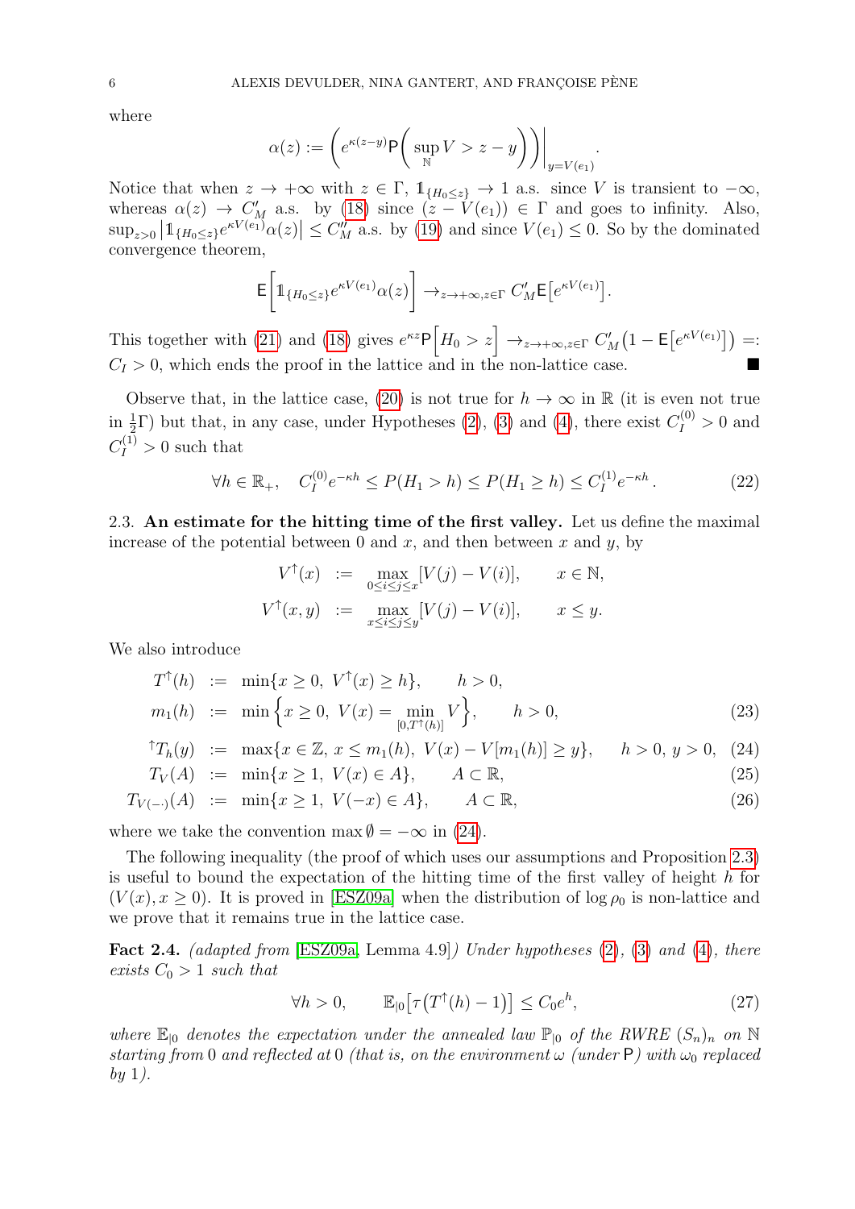where

$$\alpha(z) := \left(e^{\kappa(z-y)}\mathsf{P}\left(\sup_{\mathbb{N}} V > z - y\right)\right)\Big|_{y=V(e_1)}.$$

Notice that when $z \to +\infty$ with $z \in \Gamma$, $\mathbb{1}_{\{H_0 \le z\}} \to 1$ a.s. since $V$ is transient to $-\infty$, whereas $\alpha(z) \to C'_M$ a.s. by (18) since $(z - V(e_1)) \in \Gamma$ and goes to infinity. Also, $\sup_{z>0} \left|\mathbb{1}_{\{H_0 \le z\}} e^{\kappa V(e_1)}\alpha(z)\right| \le C''_M$ a.s. by (19) and since $V(e_1) \le 0$. So by the dominated convergence theorem,

$$\mathsf{E}\left[\mathbb{1}_{\{H_0 \le z\}} e^{\kappa V(e_1)}\alpha(z)\right] \to_{z\to+\infty, z\in\Gamma} C'_M \mathsf{E}\left[e^{\kappa V(e_1)}\right].$$

This together with (21) and (18) gives $e^{\kappa z}\mathsf{P}\left[H_0 > z\right] \to_{z\to+\infty, z\in\Gamma} C'_M\left(1 - \mathsf{E}\left[e^{\kappa V(e_1)}\right]\right) =: C_I > 0$, which ends the proof in the lattice and in the non-lattice case. ∎

Observe that, in the lattice case, (20) is not true for $h \to \infty$ in $\mathbb{R}$ (it is even not true in $\frac{1}{2}\Gamma$) but that, in any case, under Hypotheses (2), (3) and (4), there exist $C_I^{(0)} > 0$ and $C_I^{(1)} > 0$ such that

$$\forall h \in \mathbb{R}_+, \quad C_I^{(0)} e^{-\kappa h} \le P(H_1 > h) \le P(H_1 \ge h) \le C_I^{(1)} e^{-\kappa h}. \tag{22}$$

### 2.3. An estimate for the hitting time of the first valley.

Let us define the maximal increase of the potential between 0 and $x$, and then between $x$ and $y$, by

$$V^\uparrow(x) := \max_{0\le i\le j\le x}[V(j) - V(i)], \qquad x \in \mathbb{N},$$

$$V^\uparrow(x,y) := \max_{x\le i\le j\le y}[V(j) - V(i)], \qquad x \le y.$$

We also introduce

$$T^\uparrow(h) := \min\{x \ge 0,\ V^\uparrow(x) \ge h\}, \qquad h > 0,$$

$$m_1(h) := \min\left\{x \ge 0,\ V(x) = \min_{[0,T^\uparrow(h)]} V\right\}, \qquad h > 0, \tag{23}$$

$${}^\uparrow T_h(y) := \max\{x \in \mathbb{Z},\ x \le m_1(h),\ V(x) - V[m_1(h)] \ge y\}, \qquad h > 0,\ y > 0, \tag{24}$$

$$T_V(A) := \min\{x \ge 1,\ V(x) \in A\}, \qquad A \subset \mathbb{R}, \tag{25}$$

$$T_{V(-\cdot)}(A) := \min\{x \ge 1,\ V(-x) \in A\}, \qquad A \subset \mathbb{R}, \tag{26}$$

where we take the convention $\max \emptyset = -\infty$ in (24).

The following inequality (the proof of which uses our assumptions and Proposition 2.3) is useful to bound the expectation of the hitting time of the first valley of height $h$ for $(V(x), x \ge 0)$. It is proved in [ESZ09a] when the distribution of $\log \rho_0$ is non-lattice and we prove that it remains true in the lattice case.

**Fact 2.4.** *(adapted from [ESZ09a, Lemma 4.9]) Under hypotheses (2), (3) and (4), there exists $C_0 > 1$ such that*

$$\forall h > 0, \qquad \mathbb{E}_{|0}\left[\tau\left(T^\uparrow(h) - 1\right)\right] \le C_0 e^h, \tag{27}$$

*where $\mathbb{E}_{|0}$ denotes the expectation under the annealed law $\mathbb{P}_{|0}$ of the RWRE $(S_n)_n$ on $\mathbb{N}$ starting from 0 and reflected at 0 (that is, on the environment $\omega$ (under $\mathsf{P}$) with $\omega_0$ replaced by 1).*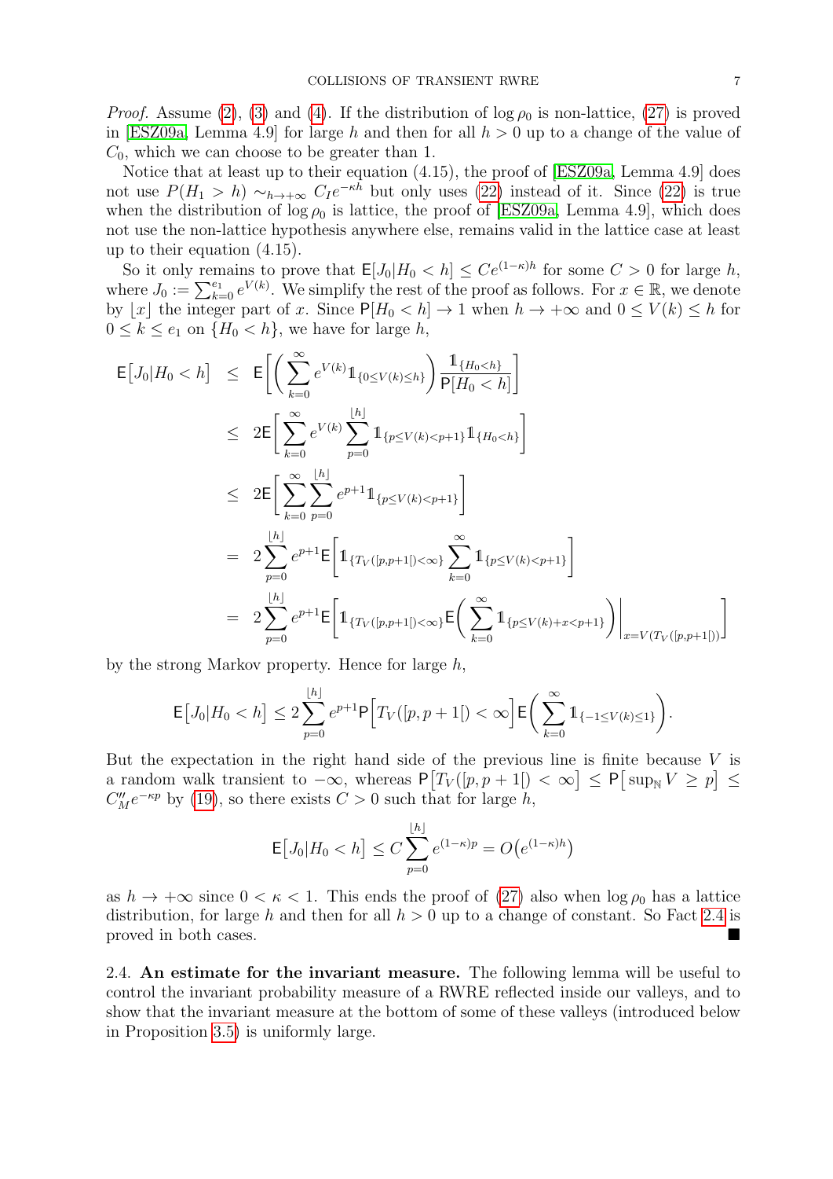*Proof.* Assume (2), (3) and (4). If the distribution of $\log \rho_0$ is non-lattice, (27) is proved in [ESZ09a, Lemma 4.9] for large $h$ and then for all $h>0$ up to a change of the value of $C_0$, which we can choose to be greater than 1.

Notice that at least up to their equation (4.15), the proof of [ESZ09a, Lemma 4.9] does not use $P(H_1 > h) \sim_{h\to+\infty} C_I e^{-\kappa h}$ but only uses (22) instead of it. Since (22) is true when the distribution of $\log \rho_0$ is lattice, the proof of [ESZ09a, Lemma 4.9], which does not use the non-lattice hypothesis anywhere else, remains valid in the lattice case at least up to their equation (4.15).

So it only remains to prove that $\mathsf{E}[J_0 | H_0 < h] \le C e^{(1-\kappa)h}$ for some $C>0$ for large $h$, where $J_0 := \sum_{k=0}^{e_1} e^{V(k)}$. We simplify the rest of the proof as follows. For $x \in \mathbb{R}$, we denote by $\lfloor x \rfloor$ the integer part of $x$. Since $\mathsf{P}[H_0 < h] \to 1$ when $h \to +\infty$ and $0 \le V(k) \le h$ for $0 \le k \le e_1$ on $\{H_0 < h\}$, we have for large $h$,

$$
\begin{aligned}
\mathsf{E}\big[J_0 | H_0 < h\big] &\le \mathsf{E}\bigg[\bigg(\sum_{k=0}^{\infty} e^{V(k)} \mathbb{1}_{\{0 \le V(k) \le h\}}\bigg) \frac{\mathbb{1}_{\{H_0 < h\}}}{\mathsf{P}[H_0 < h]}\bigg] \\
&\le 2\mathsf{E}\bigg[\sum_{k=0}^{\infty} e^{V(k)} \sum_{p=0}^{\lfloor h \rfloor} \mathbb{1}_{\{p \le V(k) < p+1\}} \mathbb{1}_{\{H_0 < h\}}\bigg] \\
&\le 2\mathsf{E}\bigg[\sum_{k=0}^{\infty} \sum_{p=0}^{\lfloor h \rfloor} e^{p+1} \mathbb{1}_{\{p \le V(k) < p+1\}}\bigg] \\
&= 2\sum_{p=0}^{\lfloor h \rfloor} e^{p+1} \mathsf{E}\bigg[\mathbb{1}_{\{T_V([p,p+1[) < \infty\}} \sum_{k=0}^{\infty} \mathbb{1}_{\{p \le V(k) < p+1\}}\bigg] \\
&= 2\sum_{p=0}^{\lfloor h \rfloor} e^{p+1} \mathsf{E}\bigg[\mathbb{1}_{\{T_V([p,p+1[) < \infty\}} \mathsf{E}\bigg(\sum_{k=0}^{\infty} \mathbb{1}_{\{p \le V(k) + x < p+1\}}\bigg)\bigg|_{x = V(T_V([p,p+1[))}\bigg]
\end{aligned}
$$

by the strong Markov property. Hence for large $h$,

$$
\mathsf{E}\big[J_0 | H_0 < h\big] \le 2\sum_{p=0}^{\lfloor h \rfloor} e^{p+1} \mathsf{P}\Big[T_V([p,p+1[) < \infty\Big] \mathsf{E}\bigg(\sum_{k=0}^{\infty} \mathbb{1}_{\{-1 \le V(k) \le 1\}}\bigg).
$$

But the expectation in the right hand side of the previous line is finite because $V$ is a random walk transient to $-\infty$, whereas $\mathsf{P}\big[T_V([p,p+1[) < \infty\big] \le \mathsf{P}\big[\sup_{\mathbb{N}} V \ge p\big] \le C''_M e^{-\kappa p}$ by (19), so there exists $C>0$ such that for large $h$,

$$
\mathsf{E}\big[J_0 | H_0 < h\big] \le C \sum_{p=0}^{\lfloor h \rfloor} e^{(1-\kappa)p} = O\big(e^{(1-\kappa)h}\big)
$$

as $h \to +\infty$ since $0 < \kappa < 1$. This ends the proof of (27) also when $\log \rho_0$ has a lattice distribution, for large $h$ and then for all $h > 0$ up to a change of constant. So Fact 2.4 is proved in both cases. ∎

2.4. **An estimate for the invariant measure.** The following lemma will be useful to control the invariant probability measure of a RWRE reflected inside our valleys, and to show that the invariant measure at the bottom of some of these valleys (introduced below in Proposition 3.5) is uniformly large.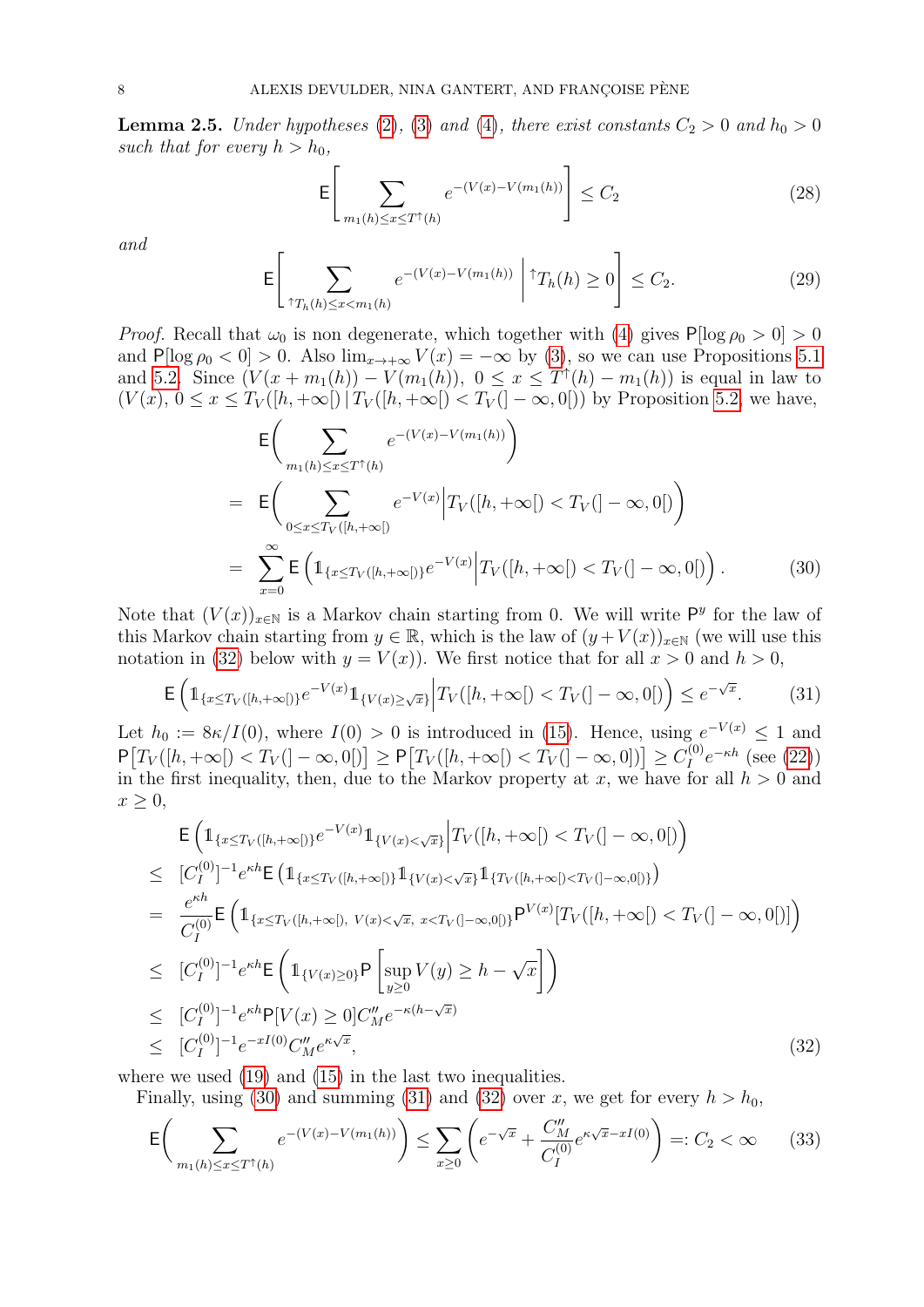**Lemma 2.5.** *Under hypotheses (2), (3) and (4), there exist constants $C_2 > 0$ and $h_0 > 0$ such that for every $h > h_0$,*

$$\mathsf{E}\left[\sum_{m_1(h)\le x\le T^{\uparrow}(h)} e^{-(V(x)-V(m_1(h)))}\right] \le C_2 \tag{28}$$

*and*

$$\mathsf{E}\left[\sum_{{}^{\uparrow}T_h(h)\le x< m_1(h)} e^{-(V(x)-V(m_1(h)))}\ \middle|\ {}^{\uparrow}T_h(h)\ge 0\right] \le C_2. \tag{29}$$

*Proof.* Recall that $\omega_0$ is non degenerate, which together with (4) gives $\mathsf{P}[\log\rho_0>0]>0$ and $\mathsf{P}[\log\rho_0<0]>0$. Also $\lim_{x\to+\infty}V(x)=-\infty$ by (3), so we can use Propositions 5.1 and 5.2. Since $(V(x+m_1(h))-V(m_1(h)),\ 0\le x\le T^{\uparrow}(h)-m_1(h))$ is equal in law to $(V(x),\ 0\le x\le T_V([h,+\infty[)\,|\,T_V([h,+\infty[)<T_V(]-\infty,0[))$ by Proposition 5.2, we have,

$$\begin{aligned}
&\mathsf{E}\bigg(\sum_{m_1(h)\le x\le T^{\uparrow}(h)} e^{-(V(x)-V(m_1(h)))}\bigg)\\
&= \mathsf{E}\bigg(\sum_{0\le x\le T_V([h,+\infty[)} e^{-V(x)}\bigg| T_V([h,+\infty[)<T_V(]-\infty,0[)\bigg)\\
&= \sum_{x=0}^{\infty}\mathsf{E}\left(\mathbb{1}_{\{x\le T_V([h,+\infty[)\}}e^{-V(x)}\middle| T_V([h,+\infty[)<T_V(]-\infty,0[)\right).
\end{aligned}\tag{30}$$

Note that $(V(x))_{x\in\mathbb{N}}$ is a Markov chain starting from 0. We will write $\mathsf{P}^y$ for the law of this Markov chain starting from $y\in\mathbb{R}$, which is the law of $(y+V(x))_{x\in\mathbb{N}}$ (we will use this notation in (32) below with $y=V(x)$). We first notice that for all $x>0$ and $h>0$,

$$\mathsf{E}\left(\mathbb{1}_{\{x\le T_V([h,+\infty[)\}}e^{-V(x)}\mathbb{1}_{\{V(x)\ge\sqrt{x}\}}\middle| T_V([h,+\infty[)<T_V(]-\infty,0[)\right)\le e^{-\sqrt{x}}. \tag{31}$$

Let $h_0:=8\kappa/I(0)$, where $I(0)>0$ is introduced in (15). Hence, using $e^{-V(x)}\le 1$ and $\mathsf{P}\big[T_V([h,+\infty[)<T_V(]-\infty,0[)\big]\ge\mathsf{P}\big[T_V([h,+\infty[)<T_V(]-\infty,0])\big]\ge C_I^{(0)}e^{-\kappa h}$ (see (22)) in the first inequality, then, due to the Markov property at $x$, we have for all $h>0$ and $x\ge 0$,

$$\begin{aligned}
&\mathsf{E}\left(\mathbb{1}_{\{x\le T_V([h,+\infty[)\}}e^{-V(x)}\mathbb{1}_{\{V(x)<\sqrt{x}\}}\middle| T_V([h,+\infty[)<T_V(]-\infty,0[)\right)\\
&\le [C_I^{(0)}]^{-1}e^{\kappa h}\mathsf{E}\left(\mathbb{1}_{\{x\le T_V([h,+\infty[)\}}\mathbb{1}_{\{V(x)<\sqrt{x}\}}\mathbb{1}_{\{T_V([h,+\infty[)<T_V(]-\infty,0[)\}}\right)\\
&= \frac{e^{\kappa h}}{C_I^{(0)}}\mathsf{E}\left(\mathbb{1}_{\{x\le T_V([h,+\infty[),\ V(x)<\sqrt{x},\ x<T_V(]-\infty,0[)\}}\mathsf{P}^{V(x)}[T_V([h,+\infty[)<T_V(]-\infty,0[)]\right)\\
&\le [C_I^{(0)}]^{-1}e^{\kappa h}\mathsf{E}\left(\mathbb{1}_{\{V(x)\ge 0\}}\mathsf{P}\left[\sup_{y\ge 0}V(y)\ge h-\sqrt{x}\right]\right)\\
&\le [C_I^{(0)}]^{-1}e^{\kappa h}\mathsf{P}[V(x)\ge 0]C''_M e^{-\kappa(h-\sqrt{x})}\\
&\le [C_I^{(0)}]^{-1}e^{-xI(0)}C''_M e^{\kappa\sqrt{x}},
\end{aligned}\tag{32}$$

where we used (19) and (15) in the last two inequalities.

Finally, using (30) and summing (31) and (32) over $x$, we get for every $h>h_0$,

$$\mathsf{E}\bigg(\sum_{m_1(h)\le x\le T^{\uparrow}(h)} e^{-(V(x)-V(m_1(h)))}\bigg)\le\sum_{x\ge 0}\left(e^{-\sqrt{x}}+\frac{C''_M}{C_I^{(0)}}e^{\kappa\sqrt{x}-xI(0)}\right)=:C_2<\infty \tag{33}$$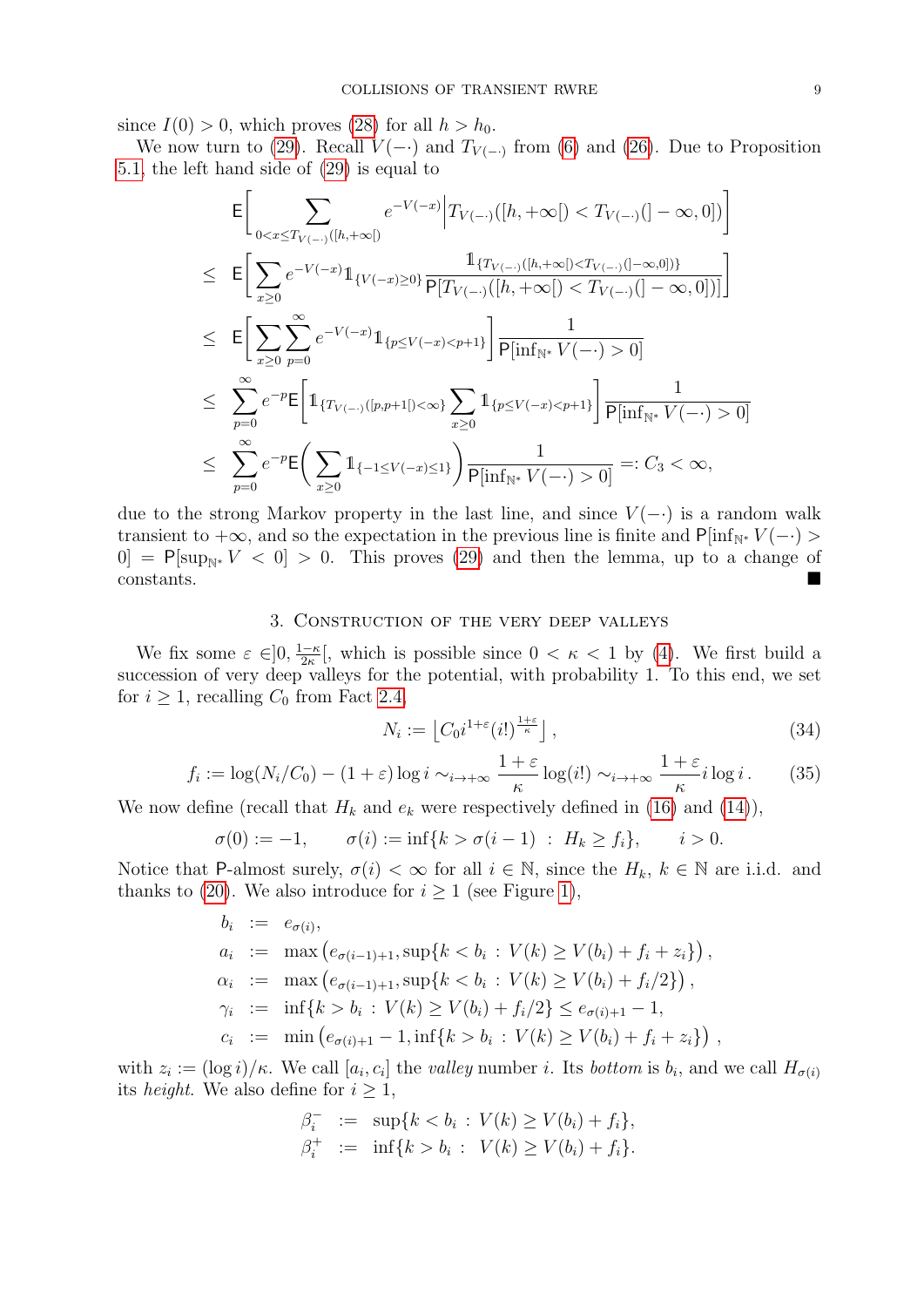since $I(0) > 0$, which proves (28) for all $h > h_0$.

We now turn to (29). Recall $V(-\cdot)$ and $T_{V(-\cdot)}$ from (6) and (26). Due to Proposition 5.1, the left hand side of (29) is equal to

$$
\begin{aligned}
& \mathsf{E}\bigg[ \sum_{0<x\leq T_{V(-\cdot)}([h,+\infty[)} e^{-V(-x)} \bigg| T_{V(-\cdot)}([h,+\infty[) < T_{V(-\cdot)}(]-\infty,0]) \bigg] \\
\leq\ & \mathsf{E}\bigg[ \sum_{x\geq 0} e^{-V(-x)} \mathbb{1}_{\{V(-x)\geq 0\}} \frac{\mathbb{1}_{\{T_{V(-\cdot)}([h,+\infty[)<T_{V(-\cdot)}(]-\infty,0])\}}}{\mathsf{P}[T_{V(-\cdot)}([h,+\infty[) < T_{V(-\cdot)}(]-\infty,0])]} \bigg] \\
\leq\ & \mathsf{E}\bigg[ \sum_{x\geq 0} \sum_{p=0}^{\infty} e^{-V(-x)} \mathbb{1}_{\{p\leq V(-x)<p+1\}} \bigg] \frac{1}{\mathsf{P}[\inf_{\mathbb{N}^*} V(-\cdot) > 0]} \\
\leq\ & \sum_{p=0}^{\infty} e^{-p} \mathsf{E}\bigg[ \mathbb{1}_{\{T_{V(-\cdot)}([p,p+1[)<\infty\}} \sum_{x\geq 0} \mathbb{1}_{\{p\leq V(-x)<p+1\}} \bigg] \frac{1}{\mathsf{P}[\inf_{\mathbb{N}^*} V(-\cdot) > 0]} \\
\leq\ & \sum_{p=0}^{\infty} e^{-p} \mathsf{E}\bigg( \sum_{x\geq 0} \mathbb{1}_{\{-1\leq V(-x)\leq 1\}} \bigg) \frac{1}{\mathsf{P}[\inf_{\mathbb{N}^*} V(-\cdot) > 0]} =: C_3 < \infty,
\end{aligned}
$$

due to the strong Markov property in the last line, and since $V(-\cdot)$ is a random walk transient to $+\infty$, and so the expectation in the previous line is finite and $\mathsf{P}[\inf_{\mathbb{N}^*} V(-\cdot) > 0] = \mathsf{P}[\sup_{\mathbb{N}^*} V < 0] > 0$. This proves (29) and then the lemma, up to a change of constants. ■

## 3. Construction of the very deep valleys

We fix some $\varepsilon \in ]0, \frac{1-\kappa}{2\kappa}[$, which is possible since $0 < \kappa < 1$ by (4). We first build a succession of very deep valleys for the potential, with probability 1. To this end, we set for $i \geq 1$, recalling $C_0$ from Fact 2.4,

$$
N_i := \left\lfloor C_0 i^{1+\varepsilon} (i!)^{\frac{1+\varepsilon}{\kappa}} \right\rfloor, \tag{34}
$$

$$
f_i := \log(N_i/C_0) - (1+\varepsilon)\log i \sim_{i\to+\infty} \frac{1+\varepsilon}{\kappa}\log(i!) \sim_{i\to+\infty} \frac{1+\varepsilon}{\kappa} i \log i. \tag{35}
$$

We now define (recall that $H_k$ and $e_k$ were respectively defined in (16) and (14)),

$$
\sigma(0) := -1, \qquad \sigma(i) := \inf\{k > \sigma(i-1) \ :\ H_k \geq f_i\}, \qquad i > 0.
$$

Notice that P-almost surely, $\sigma(i) < \infty$ for all $i \in \mathbb{N}$, since the $H_k$, $k \in \mathbb{N}$ are i.i.d. and thanks to (20). We also introduce for $i \geq 1$ (see Figure 1),

$$
\begin{aligned}
b_i &:= e_{\sigma(i)}, \\
a_i &:= \max\left(e_{\sigma(i-1)+1}, \sup\{k < b_i \ :\ V(k) \geq V(b_i) + f_i + z_i\}\right), \\
\alpha_i &:= \max\left(e_{\sigma(i-1)+1}, \sup\{k < b_i \ :\ V(k) \geq V(b_i) + f_i/2\}\right), \\
\gamma_i &:= \inf\{k > b_i \ :\ V(k) \geq V(b_i) + f_i/2\} \leq e_{\sigma(i)+1} - 1, \\
c_i &:= \min\left(e_{\sigma(i)+1} - 1, \inf\{k > b_i \ :\ V(k) \geq V(b_i) + f_i + z_i\}\right),
\end{aligned}
$$

with $z_i := (\log i)/\kappa$. We call $[a_i, c_i]$ the *valley* number $i$. Its *bottom* is $b_i$, and we call $H_{\sigma(i)}$ its *height*. We also define for $i \geq 1$,

$$
\begin{aligned}
\beta_i^- &:= \sup\{k < b_i \ :\ V(k) \geq V(b_i) + f_i\}, \\
\beta_i^+ &:= \inf\{k > b_i \ :\ \ V(k) \geq V(b_i) + f_i\}.
\end{aligned}
$$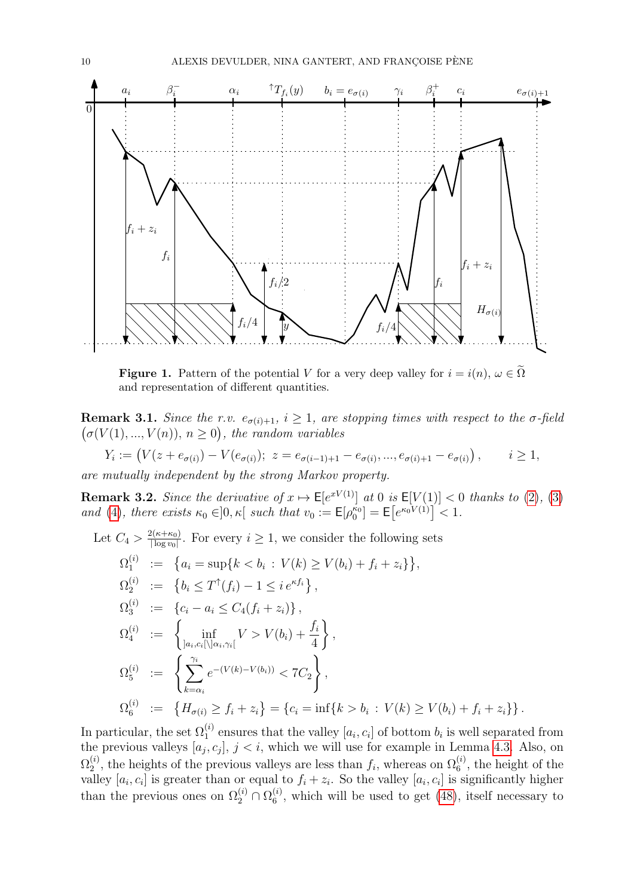**Figure 1.** Pattern of the potential $V$ for a very deep valley for $i = i(n)$, $\omega \in \widetilde{\Omega}$ and representation of different quantities.

**Remark 3.1.** *Since the r.v. $e_{\sigma(i)+1}$, $i \geq 1$, are stopping times with respect to the σ-field $\big(\sigma(V(1), ..., V(n)),\ n \geq 0\big)$, the random variables*

$$Y_i := \big(V(z + e_{\sigma(i)}) - V(e_{\sigma(i)});\ z = e_{\sigma(i-1)+1} - e_{\sigma(i)}, ..., e_{\sigma(i)+1} - e_{\sigma(i)}\big), \qquad i \geq 1,$$

*are mutually independent by the strong Markov property.*

**Remark 3.2.** *Since the derivative of $x \mapsto \mathsf{E}[e^{xV(1)}]$ at 0 is $\mathsf{E}[V(1)] < 0$ thanks to (2), (3) and (4), there exists $\kappa_0 \in ]0, \kappa[$ such that $v_0 := \mathsf{E}[\rho_0^{\kappa_0}] = \mathsf{E}\big[e^{\kappa_0 V(1)}\big] < 1$.*

Let $C_4 > \frac{2(\kappa + \kappa_0)}{|\log v_0|}$. For every $i \geq 1$, we consider the following sets

$$
\begin{aligned}
\Omega_1^{(i)} &:= \big\{a_i = \sup\{k < b_i\ :\ V(k) \geq V(b_i) + f_i + z_i\}\big\}, \\
\Omega_2^{(i)} &:= \big\{b_i \leq T^{\uparrow}(f_i) - 1 \leq i\, e^{\kappa f_i}\big\}, \\
\Omega_3^{(i)} &:= \{c_i - a_i \leq C_4(f_i + z_i)\}, \\
\Omega_4^{(i)} &:= \left\{\inf_{]a_i, c_i[ \setminus ]\alpha_i, \gamma_i[} V > V(b_i) + \frac{f_i}{4}\right\}, \\
\Omega_5^{(i)} &:= \left\{\sum_{k=\alpha_i}^{\gamma_i} e^{-(V(k) - V(b_i))} < 7C_2\right\}, \\
\Omega_6^{(i)} &:= \big\{H_{\sigma(i)} \geq f_i + z_i\big\} = \{c_i = \inf\{k > b_i\ :\ V(k) \geq V(b_i) + f_i + z_i\}\}.
\end{aligned}
$$

In particular, the set $\Omega_1^{(i)}$ ensures that the valley $[a_i, c_i]$ of bottom $b_i$ is well separated from the previous valleys $[a_j, c_j]$, $j < i$, which we will use for example in Lemma 4.3. Also, on $\Omega_2^{(i)}$, the heights of the previous valleys are less than $f_i$, whereas on $\Omega_6^{(i)}$, the height of the valley $[a_i, c_i]$ is greater than or equal to $f_i + z_i$. So the valley $[a_i, c_i]$ is significantly higher than the previous ones on $\Omega_2^{(i)} \cap \Omega_6^{(i)}$, which will be used to get (48), itself necessary to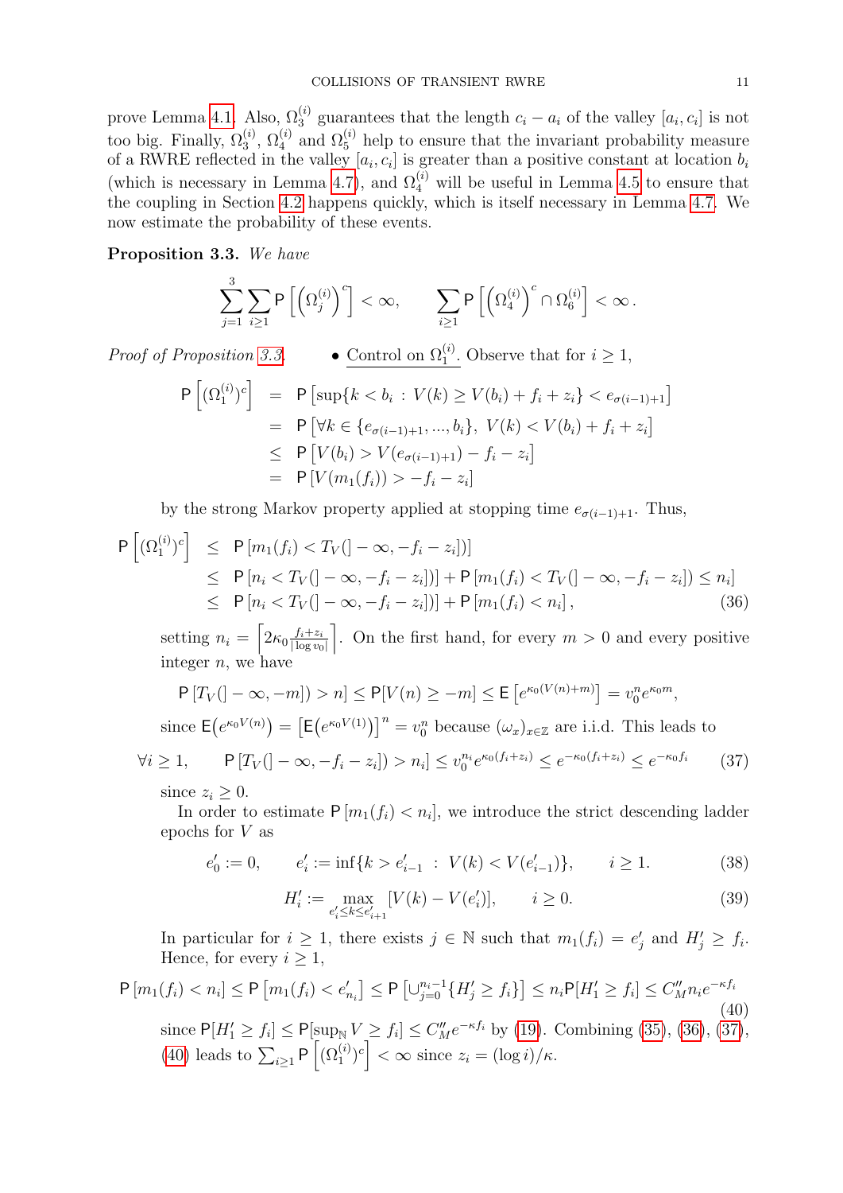prove Lemma 4.1. Also, $\Omega_3^{(i)}$ guarantees that the length $c_i - a_i$ of the valley $[a_i, c_i]$ is not too big. Finally, $\Omega_3^{(i)}$, $\Omega_4^{(i)}$ and $\Omega_5^{(i)}$ help to ensure that the invariant probability measure of a RWRE reflected in the valley $[a_i, c_i]$ is greater than a positive constant at location $b_i$ (which is necessary in Lemma 4.7), and $\Omega_4^{(i)}$ will be useful in Lemma 4.5 to ensure that the coupling in Section 4.2 happens quickly, which is itself necessary in Lemma 4.7. We now estimate the probability of these events.

**Proposition 3.3.** *We have*

$$\sum_{j=1}^{3}\sum_{i\geq 1}\mathsf{P}\left[\left(\Omega_j^{(i)}\right)^c\right]<\infty, \qquad \sum_{i\geq 1}\mathsf{P}\left[\left(\Omega_4^{(i)}\right)^c\cap\Omega_6^{(i)}\right]<\infty\,.$$

*Proof of Proposition 3.3.*

- Control on $\Omega_1^{(i)}$. Observe that for $i\geq 1$,

$$\begin{aligned}
\mathsf{P}\left[(\Omega_1^{(i)})^c\right] &= \mathsf{P}\left[\sup\{k<b_i\ :\ V(k)\geq V(b_i)+f_i+z_i\}<e_{\sigma(i-1)+1}\right]\\
&= \mathsf{P}\left[\forall k\in\{e_{\sigma(i-1)+1},...,b_i\},\ V(k)<V(b_i)+f_i+z_i\right]\\
&\leq \mathsf{P}\left[V(b_i)>V(e_{\sigma(i-1)+1})-f_i-z_i\right]\\
&= \mathsf{P}\left[V(m_1(f_i))>-f_i-z_i\right]
\end{aligned}$$

by the strong Markov property applied at stopping time $e_{\sigma(i-1)+1}$. Thus,

$$\begin{aligned}
\mathsf{P}\left[(\Omega_1^{(i)})^c\right] &\leq \mathsf{P}\left[m_1(f_i)<T_V(]-\infty,-f_i-z_i])\right]\\
&\leq \mathsf{P}\left[n_i<T_V(]-\infty,-f_i-z_i])\right]+\mathsf{P}\left[m_1(f_i)<T_V(]-\infty,-f_i-z_i])\leq n_i\right]\\
&\leq \mathsf{P}\left[n_i<T_V(]-\infty,-f_i-z_i])\right]+\mathsf{P}\left[m_1(f_i)<n_i\right], \qquad (36)
\end{aligned}$$

setting $n_i=\left\lceil 2\kappa_0\frac{f_i+z_i}{|\log v_0|}\right\rceil$. On the first hand, for every $m>0$ and every positive integer $n$, we have

$$\mathsf{P}\left[T_V(]-\infty,-m])>n\right]\leq\mathsf{P}[V(n)\geq -m]\leq\mathsf{E}\left[e^{\kappa_0(V(n)+m)}\right]=v_0^n e^{\kappa_0 m},$$

since $\mathsf{E}\big(e^{\kappa_0 V(n)}\big)=\left[\mathsf{E}\big(e^{\kappa_0 V(1)}\big)\right]^n=v_0^n$ because $(\omega_x)_{x\in\mathbb{Z}}$ are i.i.d. This leads to

$$\forall i\geq 1,\qquad \mathsf{P}\left[T_V(]-\infty,-f_i-z_i])>n_i\right]\leq v_0^{n_i}e^{\kappa_0(f_i+z_i)}\leq e^{-\kappa_0(f_i+z_i)}\leq e^{-\kappa_0 f_i} \qquad (37)$$

since $z_i\geq 0$.

In order to estimate $\mathsf{P}\left[m_1(f_i)<n_i\right]$, we introduce the strict descending ladder epochs for $V$ as

$$e'_0:=0,\qquad e'_i:=\inf\{k>e'_{i-1}\ :\ V(k)<V(e'_{i-1})\},\qquad i\geq 1. \qquad (38)$$

$$H'_i:=\max_{e'_i\leq k\leq e'_{i+1}}[V(k)-V(e'_i)],\qquad i\geq 0. \qquad (39)$$

In particular for $i\geq 1$, there exists $j\in\mathbb{N}$ such that $m_1(f_i)=e'_j$ and $H'_j\geq f_i$. Hence, for every $i\geq 1$,

$$\mathsf{P}\left[m_1(f_i)<n_i\right]\leq\mathsf{P}\left[m_1(f_i)<e'_{n_i}\right]\leq\mathsf{P}\left[\cup_{j=0}^{n_i-1}\{H'_j\geq f_i\}\right]\leq n_i\mathsf{P}[H'_1\geq f_i]\leq C''_M n_i e^{-\kappa f_i} \qquad (40)$$

since $\mathsf{P}[H'_1\geq f_i]\leq\mathsf{P}[\sup_{\mathbb{N}}V\geq f_i]\leq C''_M e^{-\kappa f_i}$ by (19). Combining (35), (36), (37), (40) leads to $\sum_{i\geq 1}\mathsf{P}\left[(\Omega_1^{(i)})^c\right]<\infty$ since $z_i=(\log i)/\kappa$.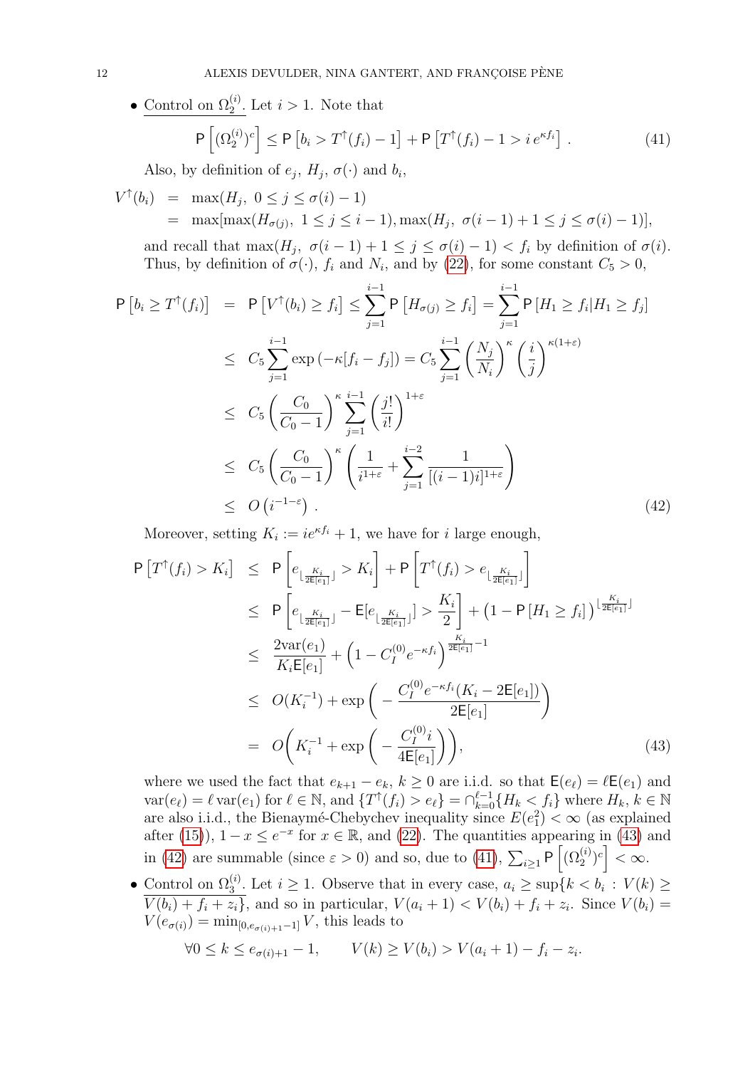- <u>Control on $\Omega_2^{(i)}$</u>. Let $i > 1$. Note that

$$\mathsf{P}\left[(\Omega_2^{(i)})^c\right] \le \mathsf{P}\left[b_i > T^{\uparrow}(f_i) - 1\right] + \mathsf{P}\left[T^{\uparrow}(f_i) - 1 > i\, e^{\kappa f_i}\right] . \tag{41}$$

  Also, by definition of $e_j$, $H_j$, $\sigma(\cdot)$ and $b_i$,

$$\begin{aligned} V^{\uparrow}(b_i) &= \max(H_j,\ 0 \le j \le \sigma(i) - 1) \\ &= \max[\max(H_{\sigma(j)},\ 1 \le j \le i-1), \max(H_j,\ \sigma(i-1)+1 \le j \le \sigma(i) - 1)], \end{aligned}$$

  and recall that $\max(H_j,\ \sigma(i-1)+1 \le j \le \sigma(i)-1) < f_i$ by definition of $\sigma(i)$. Thus, by definition of $\sigma(\cdot)$, $f_i$ and $N_i$, and by (22), for some constant $C_5 > 0$,

$$\begin{aligned} \mathsf{P}\left[b_i \ge T^{\uparrow}(f_i)\right] &= \mathsf{P}\left[V^{\uparrow}(b_i) \ge f_i\right] \le \sum_{j=1}^{i-1} \mathsf{P}\left[H_{\sigma(j)} \ge f_i\right] = \sum_{j=1}^{i-1} \mathsf{P}\left[H_1 \ge f_i | H_1 \ge f_j\right] \\ &\le C_5 \sum_{j=1}^{i-1} \exp\left(-\kappa[f_i - f_j]\right) = C_5 \sum_{j=1}^{i-1} \left(\frac{N_j}{N_i}\right)^{\kappa} \left(\frac{i}{j}\right)^{\kappa(1+\varepsilon)} \\ &\le C_5 \left(\frac{C_0}{C_0 - 1}\right)^{\kappa} \sum_{j=1}^{i-1} \left(\frac{j!}{i!}\right)^{1+\varepsilon} \\ &\le C_5 \left(\frac{C_0}{C_0 - 1}\right)^{\kappa} \left(\frac{1}{i^{1+\varepsilon}} + \sum_{j=1}^{i-2} \frac{1}{[(i-1)i]^{1+\varepsilon}}\right) \\ &\le O\left(i^{-1-\varepsilon}\right) . \end{aligned} \tag{42}$$

  Moreover, setting $K_i := i e^{\kappa f_i} + 1$, we have for $i$ large enough,

$$\begin{aligned} \mathsf{P}\left[T^{\uparrow}(f_i) > K_i\right] &\le \mathsf{P}\left[e_{\lfloor \frac{K_i}{2\mathsf{E}[e_1]} \rfloor} > K_i\right] + \mathsf{P}\left[T^{\uparrow}(f_i) > e_{\lfloor \frac{K_i}{2\mathsf{E}[e_1]} \rfloor}\right] \\ &\le \mathsf{P}\left[e_{\lfloor \frac{K_i}{2\mathsf{E}[e_1]} \rfloor} - \mathsf{E}[e_{\lfloor \frac{K_i}{2\mathsf{E}[e_1]} \rfloor}] > \frac{K_i}{2}\right] + \left(1 - \mathsf{P}\left[H_1 \ge f_i\right]\right)^{\lfloor \frac{K_i}{2\mathsf{E}[e_1]} \rfloor} \\ &\le \frac{2 \mathrm{var}(e_1)}{K_i \mathsf{E}[e_1]} + \left(1 - C_I^{(0)} e^{-\kappa f_i}\right)^{\frac{K_i}{2\mathsf{E}[e_1]} - 1} \\ &\le O(K_i^{-1}) + \exp\bigg(-\frac{C_I^{(0)} e^{-\kappa f_i}(K_i - 2\mathsf{E}[e_1])}{2\mathsf{E}[e_1]}\bigg) \\ &= O\bigg(K_i^{-1} + \exp\bigg(-\frac{C_I^{(0)} i}{4\mathsf{E}[e_1]}\bigg)\bigg), \end{aligned} \tag{43}$$

  where we used the fact that $e_{k+1} - e_k$, $k \ge 0$ are i.i.d. so that $\mathsf{E}(e_\ell) = \ell \mathsf{E}(e_1)$ and $\mathrm{var}(e_\ell) = \ell\, \mathrm{var}(e_1)$ for $\ell \in \mathbb{N}$, and $\{T^{\uparrow}(f_i) > e_\ell\} = \cap_{k=0}^{\ell-1}\{H_k < f_i\}$ where $H_k$, $k \in \mathbb{N}$ are also i.i.d., the Bienaymé-Chebychev inequality since $E(e_1^2) < \infty$ (as explained after (15)), $1 - x \le e^{-x}$ for $x \in \mathbb{R}$, and (22). The quantities appearing in (43) and in (42) are summable (since $\varepsilon > 0$) and so, due to (41), $\sum_{i \ge 1} \mathsf{P}\left[(\Omega_2^{(i)})^c\right] < \infty$.

- <u>Control on $\Omega_3^{(i)}$</u>. Let $i \ge 1$. Observe that in every case, $a_i \ge \sup\{k < b_i : V(k) \ge V(b_i) + f_i + z_i\}$, and so in particular, $V(a_i + 1) < V(b_i) + f_i + z_i$. Since $V(b_i) = V(e_{\sigma(i)}) = \min_{[0, e_{\sigma(i)+1} - 1]} V$, this leads to

$$\forall 0 \le k \le e_{\sigma(i)+1} - 1, \qquad V(k) \ge V(b_i) > V(a_i + 1) - f_i - z_i.$$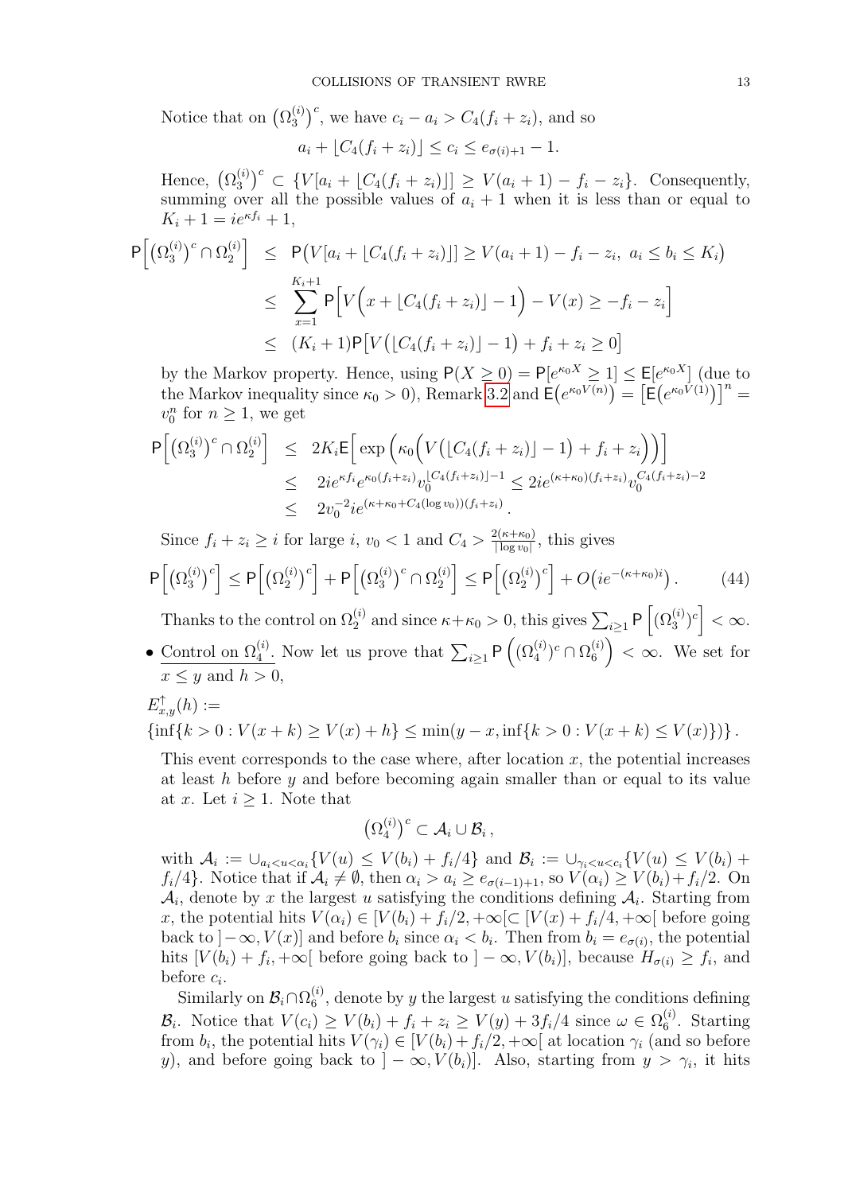Notice that on $\big(\Omega_3^{(i)}\big)^c$, we have $c_i - a_i > C_4(f_i + z_i)$, and so

$$a_i + \lfloor C_4(f_i + z_i)\rfloor \le c_i \le e_{\sigma(i)+1} - 1.$$

Hence, $\big(\Omega_3^{(i)}\big)^c \subset \{V[a_i + \lfloor C_4(f_i+z_i)\rfloor] \ge V(a_i+1) - f_i - z_i\}$. Consequently, summing over all the possible values of $a_i + 1$ when it is less than or equal to $K_i + 1 = ie^{\kappa f_i} + 1$,

$$\begin{aligned}
\mathsf{P}\Big[\big(\Omega_3^{(i)}\big)^c \cap \Omega_2^{(i)}\Big] &\le \mathsf{P}\big(V[a_i + \lfloor C_4(f_i+z_i)\rfloor] \ge V(a_i+1) - f_i - z_i,\ a_i \le b_i \le K_i\big)\\
&\le \sum_{x=1}^{K_i+1} \mathsf{P}\Big[V\Big(x + \lfloor C_4(f_i+z_i)\rfloor - 1\Big) - V(x) \ge -f_i - z_i\Big]\\
&\le (K_i+1)\mathsf{P}\big[V\big(\lfloor C_4(f_i+z_i)\rfloor - 1\big) + f_i + z_i \ge 0\big]
\end{aligned}$$

by the Markov property. Hence, using $\mathsf{P}(X \ge 0) = \mathsf{P}[e^{\kappa_0 X} \ge 1] \le \mathsf{E}[e^{\kappa_0 X}]$ (due to the Markov inequality since $\kappa_0 > 0$), Remark 3.2 and $\mathsf{E}\big(e^{\kappa_0 V(n)}\big) = \big[\mathsf{E}\big(e^{\kappa_0 V(1)}\big)\big]^n = v_0^n$ for $n \ge 1$, we get

$$\begin{aligned}
\mathsf{P}\Big[\big(\Omega_3^{(i)}\big)^c \cap \Omega_2^{(i)}\Big] &\le 2K_i \mathsf{E}\Big[\exp\Big(\kappa_0\Big(V\big(\lfloor C_4(f_i+z_i)\rfloor - 1\big) + f_i + z_i\Big)\Big)\Big]\\
&\le 2ie^{\kappa f_i} e^{\kappa_0(f_i+z_i)} v_0^{\lfloor C_4(f_i+z_i)\rfloor - 1} \le 2ie^{(\kappa+\kappa_0)(f_i+z_i)} v_0^{C_4(f_i+z_i)-2}\\
&\le 2v_0^{-2} ie^{(\kappa+\kappa_0+C_4(\log v_0))(f_i+z_i)}.
\end{aligned}$$

Since $f_i + z_i \ge i$ for large $i$, $v_0 < 1$ and $C_4 > \frac{2(\kappa+\kappa_0)}{|\log v_0|}$, this gives

$$\mathsf{P}\Big[\big(\Omega_3^{(i)}\big)^c\Big] \le \mathsf{P}\Big[\big(\Omega_2^{(i)}\big)^c\Big] + \mathsf{P}\Big[\big(\Omega_3^{(i)}\big)^c \cap \Omega_2^{(i)}\Big] \le \mathsf{P}\Big[\big(\Omega_2^{(i)}\big)^c\Big] + O\big(ie^{-(\kappa+\kappa_0)i}\big). \tag{44}$$

Thanks to the control on $\Omega_2^{(i)}$ and since $\kappa + \kappa_0 > 0$, this gives $\sum_{i\ge 1} \mathsf{P}\Big[(\Omega_3^{(i)})^c\Big] < \infty$.

- <u>Control on $\Omega_4^{(i)}$</u>. Now let us prove that $\sum_{i\ge1} \mathsf{P}\Big((\Omega_4^{(i)})^c \cap \Omega_6^{(i)}\Big) < \infty$. We set for $x \le y$ and $h > 0$,

$E_{x,y}^{\uparrow}(h) :=$
$\{\inf\{k > 0 : V(x+k) \ge V(x) + h\} \le \min(y - x, \inf\{k > 0 : V(x+k) \le V(x)\})\}.$

This event corresponds to the case where, after location $x$, the potential increases at least $h$ before $y$ and before becoming again smaller than or equal to its value at $x$. Let $i \ge 1$. Note that

$$\big(\Omega_4^{(i)}\big)^c \subset \mathcal{A}_i \cup \mathcal{B}_i,$$

with $\mathcal{A}_i := \cup_{a_i<u<\alpha_i}\{V(u) \le V(b_i) + f_i/4\}$ and $\mathcal{B}_i := \cup_{\gamma_i<u<c_i}\{V(u) \le V(b_i) + f_i/4\}$. Notice that if $\mathcal{A}_i \ne \emptyset$, then $\alpha_i > a_i \ge e_{\sigma(i-1)+1}$, so $V(\alpha_i) \ge V(b_i) + f_i/2$. On $\mathcal{A}_i$, denote by $x$ the largest $u$ satisfying the conditions defining $\mathcal{A}_i$. Starting from $x$, the potential hits $V(\alpha_i) \in [V(b_i) + f_i/2, +\infty[\subset [V(x) + f_i/4, +\infty[$ before going back to $]-\infty, V(x)]$ and before $b_i$ since $\alpha_i < b_i$. Then from $b_i = e_{\sigma(i)}$, the potential hits $[V(b_i) + f_i, +\infty[$ before going back to $]-\infty, V(b_i)]$, because $H_{\sigma(i)} \ge f_i$, and before $c_i$.

Similarly on $\mathcal{B}_i \cap \Omega_6^{(i)}$, denote by $y$ the largest $u$ satisfying the conditions defining $\mathcal{B}_i$. Notice that $V(c_i) \ge V(b_i) + f_i + z_i \ge V(y) + 3f_i/4$ since $\omega \in \Omega_6^{(i)}$. Starting from $b_i$, the potential hits $V(\gamma_i) \in [V(b_i) + f_i/2, +\infty[$ at location $\gamma_i$ (and so before $y$), and before going back to $]-\infty, V(b_i)]$. Also, starting from $y > \gamma_i$, it hits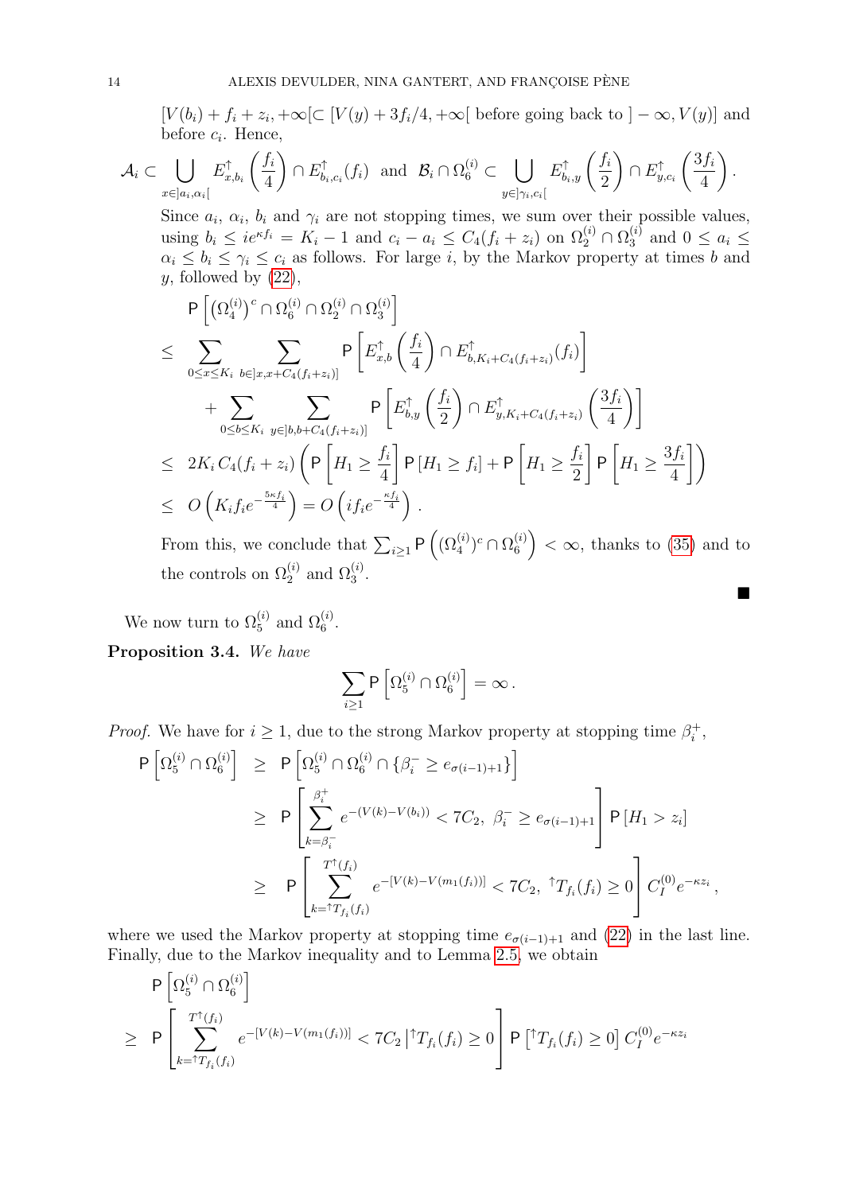$[V(b_i)+f_i+z_i,+\infty[\subset[V(y)+3f_i/4,+\infty[$ before going back to $]-\infty,V(y)]$ and before $c_i$. Hence,

$$\mathcal{A}_i \subset \bigcup_{x\in]a_i,\alpha_i[} E^{\uparrow}_{x,b_i}\left(\frac{f_i}{4}\right)\cap E^{\uparrow}_{b_i,c_i}(f_i) \text{ and } \mathcal{B}_i\cap\Omega_6^{(i)} \subset \bigcup_{y\in]\gamma_i,c_i[} E^{\uparrow}_{b_i,y}\left(\frac{f_i}{2}\right)\cap E^{\uparrow}_{y,c_i}\left(\frac{3f_i}{4}\right).$$

Since $a_i$, $\alpha_i$, $b_i$ and $\gamma_i$ are not stopping times, we sum over their possible values, using $b_i\le ie^{\kappa f_i}=K_i-1$ and $c_i-a_i\le C_4(f_i+z_i)$ on $\Omega_2^{(i)}\cap\Omega_3^{(i)}$ and $0\le a_i\le \alpha_i\le b_i\le\gamma_i\le c_i$ as follows. For large $i$, by the Markov property at times $b$ and $y$, followed by (22),

$$\begin{aligned}
& \mathsf{P}\left[\left(\Omega_4^{(i)}\right)^c\cap\Omega_6^{(i)}\cap\Omega_2^{(i)}\cap\Omega_3^{(i)}\right] \\
\le\ & \sum_{0\le x\le K_i}\ \sum_{b\in]x,x+C_4(f_i+z_i)]} \mathsf{P}\left[E^{\uparrow}_{x,b}\left(\frac{f_i}{4}\right)\cap E^{\uparrow}_{b,K_i+C_4(f_i+z_i)}(f_i)\right] \\
& + \sum_{0\le b\le K_i}\ \sum_{y\in]b,b+C_4(f_i+z_i)]} \mathsf{P}\left[E^{\uparrow}_{b,y}\left(\frac{f_i}{2}\right)\cap E^{\uparrow}_{y,K_i+C_4(f_i+z_i)}\left(\frac{3f_i}{4}\right)\right] \\
\le\ & 2K_i\,C_4(f_i+z_i)\left(\mathsf{P}\left[H_1\ge\frac{f_i}{4}\right]\mathsf{P}\left[H_1\ge f_i\right]+\mathsf{P}\left[H_1\ge\frac{f_i}{2}\right]\mathsf{P}\left[H_1\ge\frac{3f_i}{4}\right]\right) \\
\le\ & O\left(K_i f_i e^{-\frac{5\kappa f_i}{4}}\right)=O\left(if_ie^{-\frac{\kappa f_i}{4}}\right).
\end{aligned}$$

From this, we conclude that $\sum_{i\ge1}\mathsf{P}\left((\Omega_4^{(i)})^c\cap\Omega_6^{(i)}\right)<\infty$, thanks to (35) and to the controls on $\Omega_2^{(i)}$ and $\Omega_3^{(i)}$. ∎

We now turn to $\Omega_5^{(i)}$ and $\Omega_6^{(i)}$.

**Proposition 3.4.** *We have*

$$\sum_{i\ge1}\mathsf{P}\left[\Omega_5^{(i)}\cap\Omega_6^{(i)}\right]=\infty\,.$$

*Proof.* We have for $i\ge1$, due to the strong Markov property at stopping time $\beta_i^+$,

$$\begin{aligned}
\mathsf{P}\left[\Omega_5^{(i)}\cap\Omega_6^{(i)}\right] &\ge \mathsf{P}\left[\Omega_5^{(i)}\cap\Omega_6^{(i)}\cap\{\beta_i^-\ge e_{\sigma(i-1)+1}\}\right] \\
&\ge \mathsf{P}\left[\sum_{k=\beta_i^-}^{\beta_i^+} e^{-(V(k)-V(b_i))}<7C_2,\ \beta_i^-\ge e_{\sigma(i-1)+1}\right]\mathsf{P}\left[H_1>z_i\right] \\
&\ge \mathsf{P}\left[\sum_{k={}^{\uparrow}T_{f_i}(f_i)}^{T^{\uparrow}(f_i)} e^{-[V(k)-V(m_1(f_i))]}<7C_2,\ {}^{\uparrow}T_{f_i}(f_i)\ge0\right]C_I^{(0)}e^{-\kappa z_i}\,,
\end{aligned}$$

where we used the Markov property at stopping time $e_{\sigma(i-1)+1}$ and (22) in the last line. Finally, due to the Markov inequality and to Lemma 2.5, we obtain

$$\begin{aligned}
& \mathsf{P}\left[\Omega_5^{(i)}\cap\Omega_6^{(i)}\right] \\
\ge\ & \mathsf{P}\left[\sum_{k={}^{\uparrow}T_{f_i}(f_i)}^{T^{\uparrow}(f_i)} e^{-[V(k)-V(m_1(f_i))]}<7C_2\,\middle|\,{}^{\uparrow}T_{f_i}(f_i)\ge0\right]\mathsf{P}\left[{}^{\uparrow}T_{f_i}(f_i)\ge0\right]C_I^{(0)}e^{-\kappa z_i}
\end{aligned}$$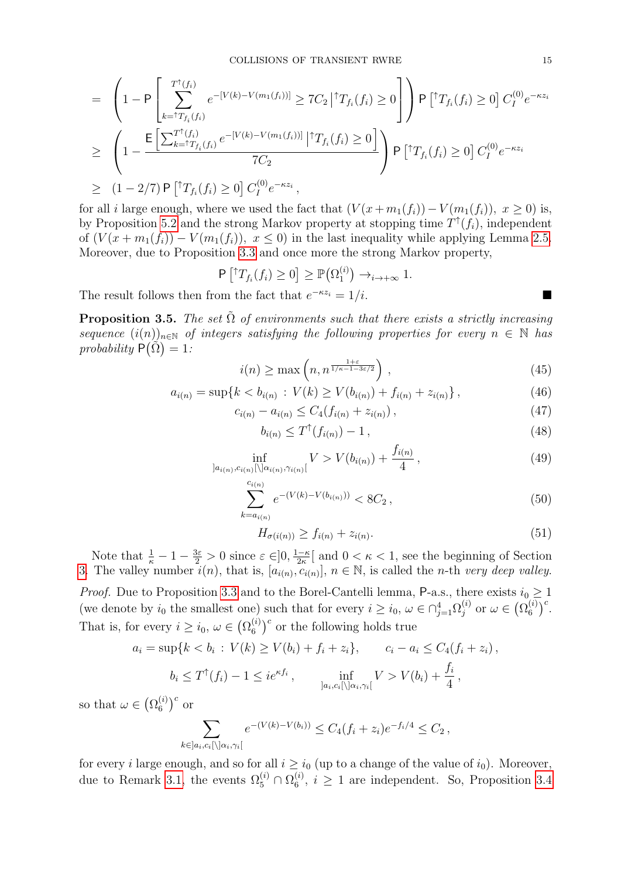$$
\begin{aligned}
&= \left(1 - \mathsf{P}\left[\sum_{k={}^{\uparrow}T_{f_i}(f_i)}^{T^{\uparrow}(f_i)} e^{-[V(k)-V(m_1(f_i))]} \geq 7C_2 \,\middle|\, {}^{\uparrow}T_{f_i}(f_i) \geq 0\right]\right) \mathsf{P}\left[{}^{\uparrow}T_{f_i}(f_i) \geq 0\right] C_I^{(0)} e^{-\kappa z_i} \\
&\geq \left(1 - \frac{\mathsf{E}\left[\sum_{k={}^{\uparrow}T_{f_i}(f_i)}^{T^{\uparrow}(f_i)} e^{-[V(k)-V(m_1(f_i))]} \,\middle|\, {}^{\uparrow}T_{f_i}(f_i) \geq 0\right]}{7C_2}\right) \mathsf{P}\left[{}^{\uparrow}T_{f_i}(f_i) \geq 0\right] C_I^{(0)} e^{-\kappa z_i} \\
&\geq (1 - 2/7)\, \mathsf{P}\left[{}^{\uparrow}T_{f_i}(f_i) \geq 0\right] C_I^{(0)} e^{-\kappa z_i},
\end{aligned}
$$

for all $i$ large enough, where we used the fact that $(V(x + m_1(f_i)) - V(m_1(f_i)),\ x \geq 0)$ is, by Proposition 5.2 and the strong Markov property at stopping time $T^{\uparrow}(f_i)$, independent of $(V(x + m_1(f_i)) - V(m_1(f_i)),\ x \leq 0)$ in the last inequality while applying Lemma 2.5. Moreover, due to Proposition 3.3 and once more the strong Markov property,

$$
\mathsf{P}\left[{}^{\uparrow}T_{f_i}(f_i) \geq 0\right] \geq \mathbb{P}\big(\Omega_1^{(i)}\big) \to_{i\to+\infty} 1.
$$

The result follows then from the fact that $e^{-\kappa z_i} = 1/i$. ∎

**Proposition 3.5.** *The set $\tilde{\Omega}$ of environments such that there exists a strictly increasing sequence $(i(n))_{n\in\mathbb{N}}$ of integers satisfying the following properties for every $n \in \mathbb{N}$ has probability $\mathsf{P}(\tilde{\Omega}) = 1$:*

$$
i(n) \geq \max\left(n, n^{\frac{1+\varepsilon}{1/\kappa - 1 - 3\varepsilon/2}}\right), \tag{45}
$$

$$
a_{i(n)} = \sup\{k < b_{i(n)} \,:\, V(k) \geq V(b_{i(n)}) + f_{i(n)} + z_{i(n)}\}, \tag{46}
$$

$$
c_{i(n)} - a_{i(n)} \leq C_4(f_{i(n)} + z_{i(n)}), \tag{47}
$$

$$
b_{i(n)} \leq T^{\uparrow}(f_{i(n)}) - 1, \tag{48}
$$

$$
\inf_{]a_{i(n)}, c_{i(n)}[\setminus]\alpha_{i(n)}, \gamma_{i(n)}[} V > V(b_{i(n)}) + \frac{f_{i(n)}}{4}, \tag{49}
$$

$$
\sum_{k=a_{i(n)}}^{c_{i(n)}} e^{-(V(k)-V(b_{i(n)}))} < 8C_2, \tag{50}
$$

$$
H_{\sigma(i(n))} \geq f_{i(n)} + z_{i(n)}. \tag{51}
$$

Note that $\frac{1}{\kappa} - 1 - \frac{3\varepsilon}{2} > 0$ since $\varepsilon \in ]0, \frac{1-\kappa}{2\kappa}[$ and $0 < \kappa < 1$, see the beginning of Section 3. The valley number $i(n)$, that is, $[a_{i(n)}, c_{i(n)}]$, $n \in \mathbb{N}$, is called the $n$-th *very deep valley*.

*Proof.* Due to Proposition 3.3 and to the Borel-Cantelli lemma, $\mathsf{P}$-a.s., there exists $i_0 \geq 1$ (we denote by $i_0$ the smallest one) such that for every $i \geq i_0$, $\omega \in \cap_{j=1}^4 \Omega_j^{(i)}$ or $\omega \in \big(\Omega_6^{(i)}\big)^c$. That is, for every $i \geq i_0$, $\omega \in \big(\Omega_6^{(i)}\big)^c$ or the following holds true

$$
a_i = \sup\{k < b_i \,:\, V(k) \geq V(b_i) + f_i + z_i\}, \qquad c_i - a_i \leq C_4(f_i + z_i),
$$

$$
b_i \leq T^{\uparrow}(f_i) - 1 \leq i e^{\kappa f_i}, \qquad \inf_{]a_i, c_i[\setminus]\alpha_i, \gamma_i[} V > V(b_i) + \frac{f_i}{4},
$$

so that $\omega \in \big(\Omega_6^{(i)}\big)^c$ or

$$
\sum_{k\in]a_i, c_i[\setminus]\alpha_i, \gamma_i[} e^{-(V(k)-V(b_i))} \leq C_4(f_i + z_i) e^{-f_i/4} \leq C_2,
$$

for every $i$ large enough, and so for all $i \geq i_0$ (up to a change of the value of $i_0$). Moreover, due to Remark 3.1, the events $\Omega_5^{(i)} \cap \Omega_6^{(i)}$, $i \geq 1$ are independent. So, Proposition 3.4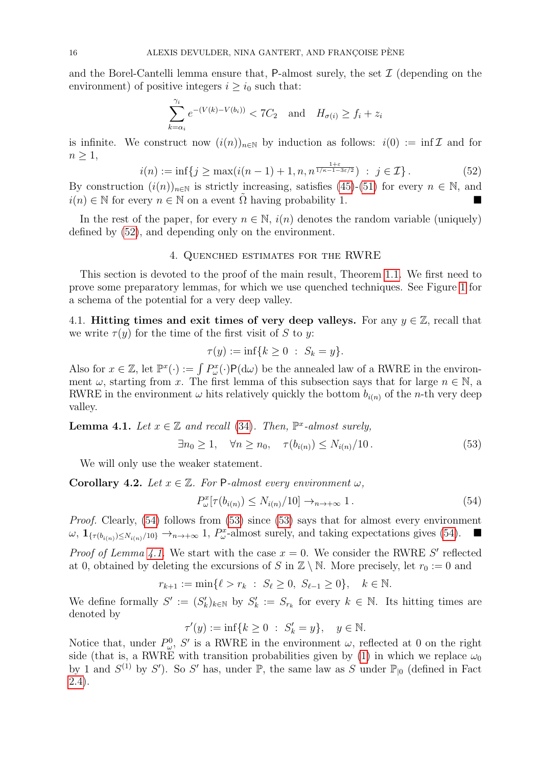and the Borel-Cantelli lemma ensure that, $\mathsf{P}$-almost surely, the set $\mathcal{I}$ (depending on the environment) of positive integers $i \geq i_0$ such that:

$$\sum_{k=\alpha_i}^{\gamma_i} e^{-(V(k)-V(b_i))} < 7C_2 \quad \text{and} \quad H_{\sigma(i)} \geq f_i + z_i$$

is infinite. We construct now $(i(n))_{n\in\mathbb{N}}$ by induction as follows: $i(0) := \inf \mathcal{I}$ and for $n \geq 1$,

$$i(n) := \inf\{j \geq \max(i(n-1)+1, n, n^{\frac{1+\varepsilon}{1/\kappa - 1 - 3\varepsilon/2}}) \ : \ j \in \mathcal{I}\}. \tag{52}$$

By construction $(i(n))_{n\in\mathbb{N}}$ is strictly increasing, satisfies (45)-(51) for every $n \in \mathbb{N}$, and $i(n) \in \mathbb{N}$ for every $n \in \mathbb{N}$ on a event $\tilde{\Omega}$ having probability 1. ■

In the rest of the paper, for every $n \in \mathbb{N}$, $i(n)$ denotes the random variable (uniquely) defined by (52), and depending only on the environment.

## 4. Quenched estimates for the RWRE

This section is devoted to the proof of the main result, Theorem 1.1. We first need to prove some preparatory lemmas, for which we use quenched techniques. See Figure 1 for a schema of the potential for a very deep valley.

### 4.1. Hitting times and exit times of very deep valleys.

For any $y \in \mathbb{Z}$, recall that we write $\tau(y)$ for the time of the first visit of $S$ to $y$:

$$\tau(y) := \inf\{k \geq 0 \ : \ S_k = y\}.$$

Also for $x \in \mathbb{Z}$, let $\mathbb{P}^x(\cdot) := \int P_\omega^x(\cdot)\mathsf{P}(\mathrm{d}\omega)$ be the annealed law of a RWRE in the environment $\omega$, starting from $x$. The first lemma of this subsection says that for large $n \in \mathbb{N}$, a RWRE in the environment $\omega$ hits relatively quickly the bottom $b_{i(n)}$ of the $n$-th very deep valley.

**Lemma 4.1.** *Let $x \in \mathbb{Z}$ and recall (34). Then, $\mathbb{P}^x$-almost surely,*

$$\exists n_0 \geq 1, \quad \forall n \geq n_0, \quad \tau(b_{i(n)}) \leq N_{i(n)}/10. \tag{53}$$

We will only use the weaker statement.

**Corollary 4.2.** *Let $x \in \mathbb{Z}$. For $\mathsf{P}$-almost every environment $\omega$,*

$$P_\omega^x[\tau(b_{i(n)}) \leq N_{i(n)}/10] \to_{n\to+\infty} 1. \tag{54}$$

*Proof.* Clearly, (54) follows from (53) since (53) says that for almost every environment $\omega$, $\mathbf{1}_{\{\tau(b_{i(n)})\leq N_{i(n)}/10\}} \to_{n\to+\infty} 1$, $P_\omega^x$-almost surely, and taking expectations gives (54). ■

*Proof of Lemma 4.1.* We start with the case $x = 0$. We consider the RWRE $S'$ reflected at 0, obtained by deleting the excursions of $S$ in $\mathbb{Z}\setminus\mathbb{N}$. More precisely, let $r_0 := 0$ and

$$r_{k+1} := \min\{\ell > r_k \ : \ S_\ell \geq 0, \ S_{\ell-1} \geq 0\}, \quad k \in \mathbb{N}.$$

We define formally $S' := (S'_k)_{k\in\mathbb{N}}$ by $S'_k := S_{r_k}$ for every $k \in \mathbb{N}$. Its hitting times are denoted by

$$\tau'(y) := \inf\{k \geq 0 \ : \ S'_k = y\}, \quad y \in \mathbb{N}.$$

Notice that, under $P_\omega^0$, $S'$ is a RWRE in the environment $\omega$, reflected at 0 on the right side (that is, a RWRE with transition probabilities given by (1) in which we replace $\omega_0$ by 1 and $S^{(1)}$ by $S'$). So $S'$ has, under $\mathbb{P}$, the same law as $S$ under $\mathbb{P}_{|0}$ (defined in Fact 2.4).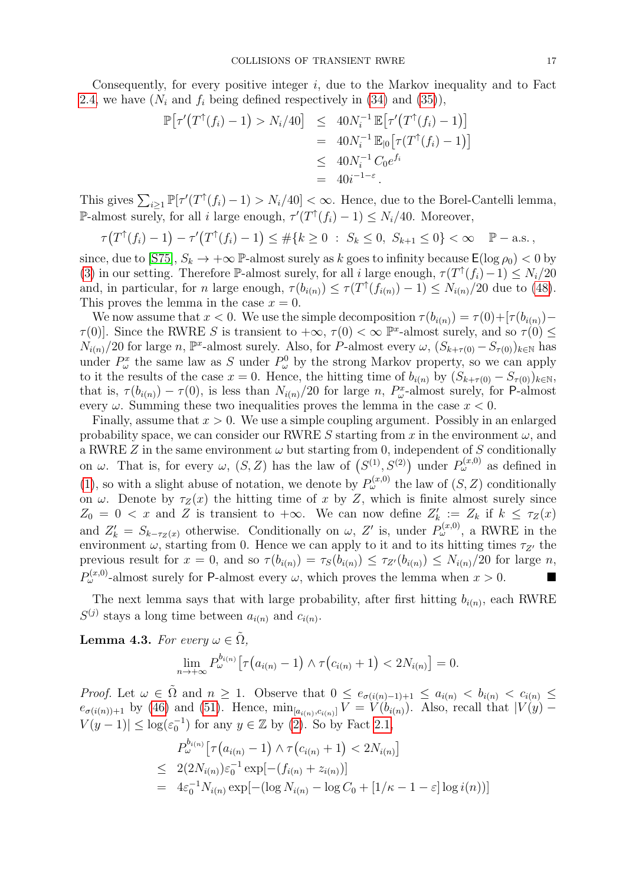Consequently, for every positive integer $i$, due to the Markov inequality and to Fact 2.4, we have ($N_i$ and $f_i$ being defined respectively in (34) and (35)),

$$
\begin{aligned}
\mathbb{P}\big[\tau'\big(T^{\uparrow}(f_i)-1\big) > N_i/40\big] &\leq 40N_i^{-1}\,\mathbb{E}\big[\tau'\big(T^{\uparrow}(f_i)-1\big)\big] \\
&= 40N_i^{-1}\,\mathbb{E}_{|0}\big[\tau\big(T^{\uparrow}(f_i)-1\big)\big] \\
&\leq 40N_i^{-1}\,C_0 e^{f_i} \\
&= 40 i^{-1-\varepsilon}.
\end{aligned}
$$

This gives $\sum_{i\geq 1}\mathbb{P}[\tau'(T^{\uparrow}(f_i)-1) > N_i/40] < \infty$. Hence, due to the Borel-Cantelli lemma, $\mathbb{P}$-almost surely, for all $i$ large enough, $\tau'(T^{\uparrow}(f_i)-1) \leq N_i/40$. Moreover,

$$
\tau\big(T^{\uparrow}(f_i)-1\big) - \tau'\big(T^{\uparrow}(f_i)-1\big) \leq \#\{k\geq 0 \;:\; S_k\leq 0,\; S_{k+1}\leq 0\} < \infty \quad \mathbb{P}-\text{a.s.},
$$

since, due to [S75], $S_k \to +\infty$ $\mathbb{P}$-almost surely as $k$ goes to infinity because $\mathsf{E}(\log\rho_0) < 0$ by (3) in our setting. Therefore $\mathbb{P}$-almost surely, for all $i$ large enough, $\tau(T^{\uparrow}(f_i)-1) \leq N_i/20$ and, in particular, for $n$ large enough, $\tau(b_{i(n)}) \leq \tau(T^{\uparrow}(f_{i(n)})-1) \leq N_{i(n)}/20$ due to (48). This proves the lemma in the case $x=0$.

We now assume that $x<0$. We use the simple decomposition $\tau(b_{i(n)}) = \tau(0)+[\tau(b_{i(n)})-\tau(0)]$. Since the RWRE $S$ is transient to $+\infty$, $\tau(0)<\infty$ $\mathbb{P}^x$-almost surely, and so $\tau(0)\leq N_{i(n)}/20$ for large $n$, $\mathbb{P}^x$-almost surely. Also, for $P$-almost every $\omega$, $(S_{k+\tau(0)}-S_{\tau(0)})_{k\in\mathbb{N}}$ has under $P_\omega^x$ the same law as $S$ under $P_\omega^0$ by the strong Markov property, so we can apply to it the results of the case $x=0$. Hence, the hitting time of $b_{i(n)}$ by $(S_{k+\tau(0)}-S_{\tau(0)})_{k\in\mathbb{N}}$, that is, $\tau(b_{i(n)})-\tau(0)$, is less than $N_{i(n)}/20$ for large $n$, $P_\omega^x$-almost surely, for $\mathsf{P}$-almost every $\omega$. Summing these two inequalities proves the lemma in the case $x<0$.

Finally, assume that $x>0$. We use a simple coupling argument. Possibly in an enlarged probability space, we can consider our RWRE $S$ starting from $x$ in the environment $\omega$, and a RWRE $Z$ in the same environment $\omega$ but starting from 0, independent of $S$ conditionally on $\omega$. That is, for every $\omega$, $(S,Z)$ has the law of $\big(S^{(1)},S^{(2)}\big)$ under $P_\omega^{(x,0)}$ as defined in (1), so with a slight abuse of notation, we denote by $P_\omega^{(x,0)}$ the law of $(S,Z)$ conditionally on $\omega$. Denote by $\tau_Z(x)$ the hitting time of $x$ by $Z$, which is finite almost surely since $Z_0=0<x$ and $Z$ is transient to $+\infty$. We can now define $Z'_k := Z_k$ if $k\leq\tau_Z(x)$ and $Z'_k = S_{k-\tau_Z(x)}$ otherwise. Conditionally on $\omega$, $Z'$ is, under $P_\omega^{(x,0)}$, a RWRE in the environment $\omega$, starting from 0. Hence we can apply to it and to its hitting times $\tau_{Z'}$ the previous result for $x=0$, and so $\tau(b_{i(n)}) = \tau_S(b_{i(n)}) \leq \tau_{Z'}(b_{i(n)}) \leq N_{i(n)}/20$ for large $n$, $P_\omega^{(x,0)}$-almost surely for $\mathsf{P}$-almost every $\omega$, which proves the lemma when $x>0$. ∎

The next lemma says that with large probability, after first hitting $b_{i(n)}$, each RWRE $S^{(j)}$ stays a long time between $a_{i(n)}$ and $c_{i(n)}$.

**Lemma 4.3.** *For every $\omega\in\tilde{\Omega}$,*

$$
\lim_{n\to+\infty} P_\omega^{b_{i(n)}}\big[\tau\big(a_{i(n)}-1\big)\wedge\tau\big(c_{i(n)}+1\big) < 2N_{i(n)}\big] = 0.
$$

*Proof.* Let $\omega\in\tilde{\Omega}$ and $n\geq 1$. Observe that $0\leq e_{\sigma(i(n))-1)+1}\leq a_{i(n)} < b_{i(n)} < c_{i(n)} \leq e_{\sigma(i(n))+1}$ by (46) and (51). Hence, $\min_{[a_{i(n)},c_{i(n)}]} V = V(b_{i(n)})$. Also, recall that $|V(y)-V(y-1)|\leq\log(\varepsilon_0^{-1})$ for any $y\in\mathbb{Z}$ by (2). So by Fact 2.1,

$$
\begin{aligned}
& P_\omega^{b_{i(n)}}\big[\tau\big(a_{i(n)}-1\big)\wedge\tau\big(c_{i(n)}+1\big) < 2N_{i(n)}\big] \\
\leq\;& 2(2N_{i(n)})\varepsilon_0^{-1}\exp[-(f_{i(n)}+z_{i(n)})] \\
=\;& 4\varepsilon_0^{-1}N_{i(n)}\exp[-(\log N_{i(n)} - \log C_0 + [1/\kappa - 1 - \varepsilon]\log i(n))]
\end{aligned}
$$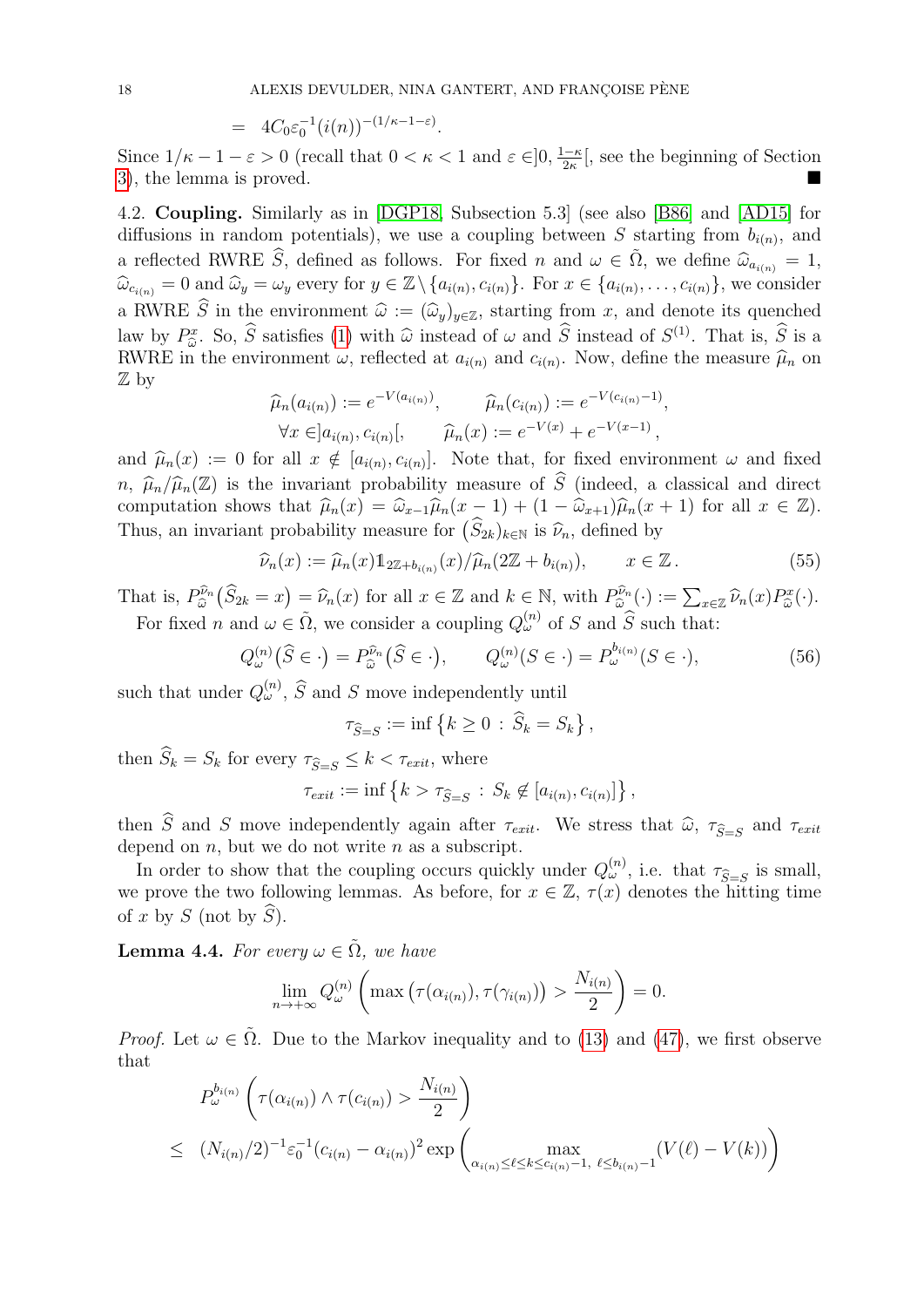$$= \ 4C_0\varepsilon_0^{-1}(i(n))^{-(1/\kappa-1-\varepsilon)}.$$

Since $1/\kappa - 1 - \varepsilon > 0$ (recall that $0 < \kappa < 1$ and $\varepsilon \in ]0, \frac{1-\kappa}{2\kappa}[$, see the beginning of Section 3), the lemma is proved. ■

4.2. **Coupling.** Similarly as in [DGP18, Subsection 5.3] (see also [B86] and [AD15] for diffusions in random potentials), we use a coupling between $S$ starting from $b_{i(n)}$, and a reflected RWRE $\widehat{S}$, defined as follows. For fixed $n$ and $\omega \in \tilde{\Omega}$, we define $\widehat{\omega}_{a_{i(n)}} = 1$, $\widehat{\omega}_{c_{i(n)}} = 0$ and $\widehat{\omega}_y = \omega_y$ every for $y \in \mathbb{Z} \setminus \{a_{i(n)}, c_{i(n)}\}$. For $x \in \{a_{i(n)}, \dots, c_{i(n)}\}$, we consider a RWRE $\widehat{S}$ in the environment $\widehat{\omega} := (\widehat{\omega}_y)_{y\in\mathbb{Z}}$, starting from $x$, and denote its quenched law by $P^x_{\widehat{\omega}}$. So, $\widehat{S}$ satisfies (1) with $\widehat{\omega}$ instead of $\omega$ and $\widehat{S}$ instead of $S^{(1)}$. That is, $\widehat{S}$ is a RWRE in the environment $\omega$, reflected at $a_{i(n)}$ and $c_{i(n)}$. Now, define the measure $\widehat{\mu}_n$ on $\mathbb{Z}$ by

$$\widehat{\mu}_n(a_{i(n)}) := e^{-V(a_{i(n)})}, \qquad \widehat{\mu}_n(c_{i(n)}) := e^{-V(c_{i(n)}-1)},$$
$$\forall x \in ]a_{i(n)}, c_{i(n)}[, \qquad \widehat{\mu}_n(x) := e^{-V(x)} + e^{-V(x-1)},$$

and $\widehat{\mu}_n(x) := 0$ for all $x \notin [a_{i(n)}, c_{i(n)}]$. Note that, for fixed environment $\omega$ and fixed $n$, $\widehat{\mu}_n/\widehat{\mu}_n(\mathbb{Z})$ is the invariant probability measure of $\widehat{S}$ (indeed, a classical and direct computation shows that $\widehat{\mu}_n(x) = \widehat{\omega}_{x-1}\widehat{\mu}_n(x-1) + (1-\widehat{\omega}_{x+1})\widehat{\mu}_n(x+1)$ for all $x \in \mathbb{Z}$). Thus, an invariant probability measure for $\big(\widehat{S}_{2k}\big)_{k\in\mathbb{N}}$ is $\widehat{\nu}_n$, defined by

$$\widehat{\nu}_n(x) := \widehat{\mu}_n(x)\mathbb{1}_{2\mathbb{Z}+b_{i(n)}}(x)/\widehat{\mu}_n(2\mathbb{Z}+b_{i(n)}), \qquad x \in \mathbb{Z}. \tag{55}$$

That is, $P^{\widehat{\nu}_n}_{\widehat{\omega}}\big(\widehat{S}_{2k} = x\big) = \widehat{\nu}_n(x)$ for all $x \in \mathbb{Z}$ and $k \in \mathbb{N}$, with $P^{\widehat{\nu}_n}_{\widehat{\omega}}(\cdot) := \sum_{x\in\mathbb{Z}} \widehat{\nu}_n(x) P^x_{\widehat{\omega}}(\cdot)$.

For fixed $n$ and $\omega \in \tilde{\Omega}$, we consider a coupling $Q^{(n)}_\omega$ of $S$ and $\widehat{S}$ such that:

$$Q^{(n)}_\omega\big(\widehat{S} \in \cdot\big) = P^{\widehat{\nu}_n}_{\widehat{\omega}}\big(\widehat{S} \in \cdot\big), \qquad Q^{(n)}_\omega(S \in \cdot) = P^{b_{i(n)}}_\omega(S \in \cdot), \tag{56}$$

such that under $Q^{(n)}_\omega$, $\widehat{S}$ and $S$ move independently until

$$\tau_{\widehat{S}=S} := \inf\left\{k \geq 0 \,:\, \widehat{S}_k = S_k\right\},$$

then $\widehat{S}_k = S_k$ for every $\tau_{\widehat{S}=S} \leq k < \tau_{exit}$, where

$$\tau_{exit} := \inf\left\{k > \tau_{\widehat{S}=S} \,:\, S_k \notin [a_{i(n)}, c_{i(n)}]\right\},$$

then $\widehat{S}$ and $S$ move independently again after $\tau_{exit}$. We stress that $\widehat{\omega}$, $\tau_{\widehat{S}=S}$ and $\tau_{exit}$ depend on $n$, but we do not write $n$ as a subscript.

In order to show that the coupling occurs quickly under $Q^{(n)}_\omega$, i.e. that $\tau_{\widehat{S}=S}$ is small, we prove the two following lemmas. As before, for $x \in \mathbb{Z}$, $\tau(x)$ denotes the hitting time of $x$ by $S$ (not by $\widehat{S}$).

**Lemma 4.4.** *For every $\omega \in \tilde{\Omega}$, we have*

$$\lim_{n\to+\infty} Q^{(n)}_\omega\left(\max\left(\tau(\alpha_{i(n)}), \tau(\gamma_{i(n)})\right) > \frac{N_{i(n)}}{2}\right) = 0.$$

*Proof.* Let $\omega \in \tilde{\Omega}$. Due to the Markov inequality and to (13) and (47), we first observe that

$$P^{b_{i(n)}}_\omega\left(\tau(\alpha_{i(n)}) \wedge \tau(c_{i(n)}) > \frac{N_{i(n)}}{2}\right)$$
$$\leq \ (N_{i(n)}/2)^{-1}\varepsilon_0^{-1}(c_{i(n)} - \alpha_{i(n)})^2 \exp\left(\max_{\alpha_{i(n)}\leq \ell\leq k\leq c_{i(n)}-1,\ \ell\leq b_{i(n)}-1}(V(\ell) - V(k))\right)$$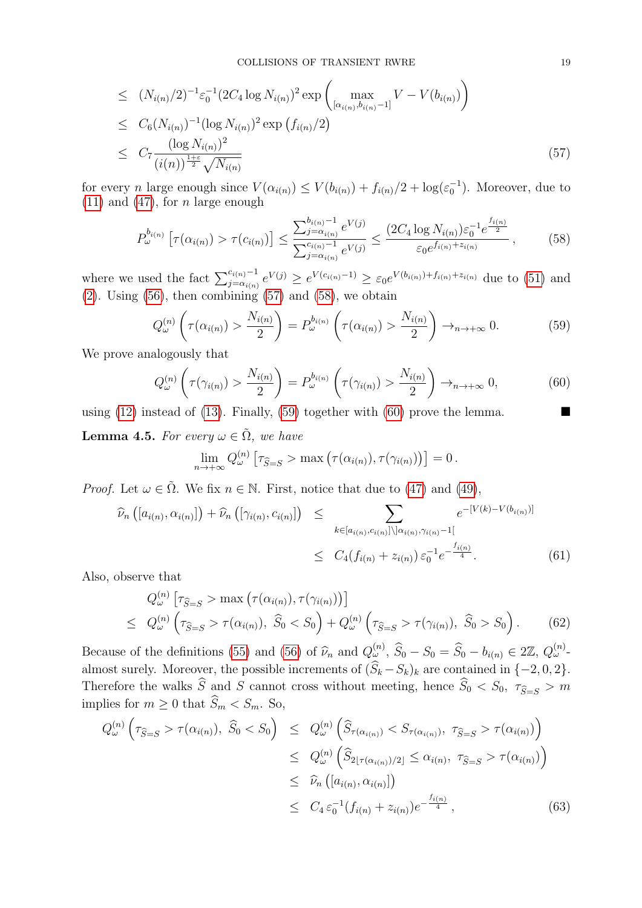$$
\begin{aligned}
&\leq \; (N_{i(n)}/2)^{-1}\varepsilon_0^{-1}(2C_4 \log N_{i(n)})^2 \exp\left(\max_{[\alpha_{i(n)},b_{i(n)}-1]} V - V(b_{i(n)})\right) \\
&\leq \; C_6 (N_{i(n)})^{-1}(\log N_{i(n)})^2 \exp\left(f_{i(n)}/2\right) \\
&\leq \; C_7 \frac{(\log N_{i(n)})^2}{(i(n))^{\frac{1+\varepsilon}{2}}\sqrt{N_{i(n)}}}
\end{aligned} \tag{57}
$$

for every $n$ large enough since $V(\alpha_{i(n)}) \leq V(b_{i(n)}) + f_{i(n)}/2 + \log(\varepsilon_0^{-1})$. Moreover, due to (11) and (47), for $n$ large enough

$$
P_\omega^{b_{i(n)}}\left[\tau(\alpha_{i(n)}) > \tau(c_{i(n)})\right] \leq \frac{\sum_{j=\alpha_{i(n)}}^{b_{i(n)}-1} e^{V(j)}}{\sum_{j=\alpha_{i(n)}}^{c_{i(n)}-1} e^{V(j)}} \leq \frac{(2C_4 \log N_{i(n)})\varepsilon_0^{-1} e^{\frac{f_{i(n)}}{2}}}{\varepsilon_0 e^{f_{i(n)}+z_{i(n)}}}, \tag{58}
$$

where we used the fact $\sum_{j=\alpha_{i(n)}}^{c_{i(n)}-1} e^{V(j)} \geq e^{V(c_{i(n)}-1)} \geq \varepsilon_0 e^{V(b_{i(n)})+f_{i(n)}+z_{i(n)}}$ due to (51) and (2). Using (56), then combining (57) and (58), we obtain

$$
Q_\omega^{(n)}\left(\tau(\alpha_{i(n)}) > \frac{N_{i(n)}}{2}\right) = P_\omega^{b_{i(n)}}\left(\tau(\alpha_{i(n)}) > \frac{N_{i(n)}}{2}\right) \to_{n\to+\infty} 0. \tag{59}
$$

We prove analogously that

$$
Q_\omega^{(n)}\left(\tau(\gamma_{i(n)}) > \frac{N_{i(n)}}{2}\right) = P_\omega^{b_{i(n)}}\left(\tau(\gamma_{i(n)}) > \frac{N_{i(n)}}{2}\right) \to_{n\to+\infty} 0, \tag{60}
$$

using (12) instead of (13). Finally, (59) together with (60) prove the lemma. ∎

**Lemma 4.5.** *For every $\omega \in \tilde{\Omega}$, we have*

$$
\lim_{n\to+\infty} Q_\omega^{(n)}\left[\tau_{\widehat{S}=S} > \max\left(\tau(\alpha_{i(n)}), \tau(\gamma_{i(n)})\right)\right] = 0\,.
$$

*Proof.* Let $\omega \in \tilde{\Omega}$. We fix $n \in \mathbb{N}$. First, notice that due to (47) and (49),

$$
\begin{aligned}
\widehat{\nu}_n\left([a_{i(n)}, \alpha_{i(n)}]\right) + \widehat{\nu}_n\left([\gamma_{i(n)}, c_{i(n)}]\right) \; &\leq \sum_{k\in[a_{i(n)},c_{i(n)}]\setminus]\alpha_{i(n)},\gamma_{i(n)}-1[} e^{-[V(k)-V(b_{i(n)})]} \\
&\leq \; C_4 (f_{i(n)} + z_{i(n)})\, \varepsilon_0^{-1} e^{-\frac{f_{i(n)}}{4}}.
\end{aligned} \tag{61}
$$

Also, observe that

$$
\begin{aligned}
&Q_\omega^{(n)}\left[\tau_{\widehat{S}=S} > \max\left(\tau(\alpha_{i(n)}), \tau(\gamma_{i(n)})\right)\right] \\
\leq \; &Q_\omega^{(n)}\left(\tau_{\widehat{S}=S} > \tau(\alpha_{i(n)}),\ \widehat{S}_0 < S_0\right) + Q_\omega^{(n)}\left(\tau_{\widehat{S}=S} > \tau(\gamma_{i(n)}),\ \widehat{S}_0 > S_0\right).
\end{aligned} \tag{62}
$$

Because of the definitions (55) and (56) of $\widehat{\nu}_n$ and $Q_\omega^{(n)}$, $\widehat{S}_0 - S_0 = \widehat{S}_0 - b_{i(n)} \in 2\mathbb{Z}$, $Q_\omega^{(n)}$-almost surely. Moreover, the possible increments of $(\widehat{S}_k - S_k)_k$ are contained in $\{-2, 0, 2\}$. Therefore the walks $\widehat{S}$ and $S$ cannot cross without meeting, hence $\widehat{S}_0 < S_0$, $\tau_{\widehat{S}=S} > m$ implies for $m \geq 0$ that $\widehat{S}_m < S_m$. So,

$$
\begin{aligned}
Q_\omega^{(n)}\left(\tau_{\widehat{S}=S} > \tau(\alpha_{i(n)}),\ \widehat{S}_0 < S_0\right) \; &\leq \; Q_\omega^{(n)}\left(\widehat{S}_{\tau(\alpha_{i(n)})} < S_{\tau(\alpha_{i(n)})},\ \tau_{\widehat{S}=S} > \tau(\alpha_{i(n)})\right) \\
&\leq \; Q_\omega^{(n)}\left(\widehat{S}_{2\lfloor \tau(\alpha_{i(n)})/2\rfloor} \leq \alpha_{i(n)},\ \tau_{\widehat{S}=S} > \tau(\alpha_{i(n)})\right) \\
&\leq \; \widehat{\nu}_n\left([a_{i(n)}, \alpha_{i(n)}]\right) \\
&\leq \; C_4\, \varepsilon_0^{-1}(f_{i(n)} + z_{i(n)}) e^{-\frac{f_{i(n)}}{4}},
\end{aligned} \tag{63}
$$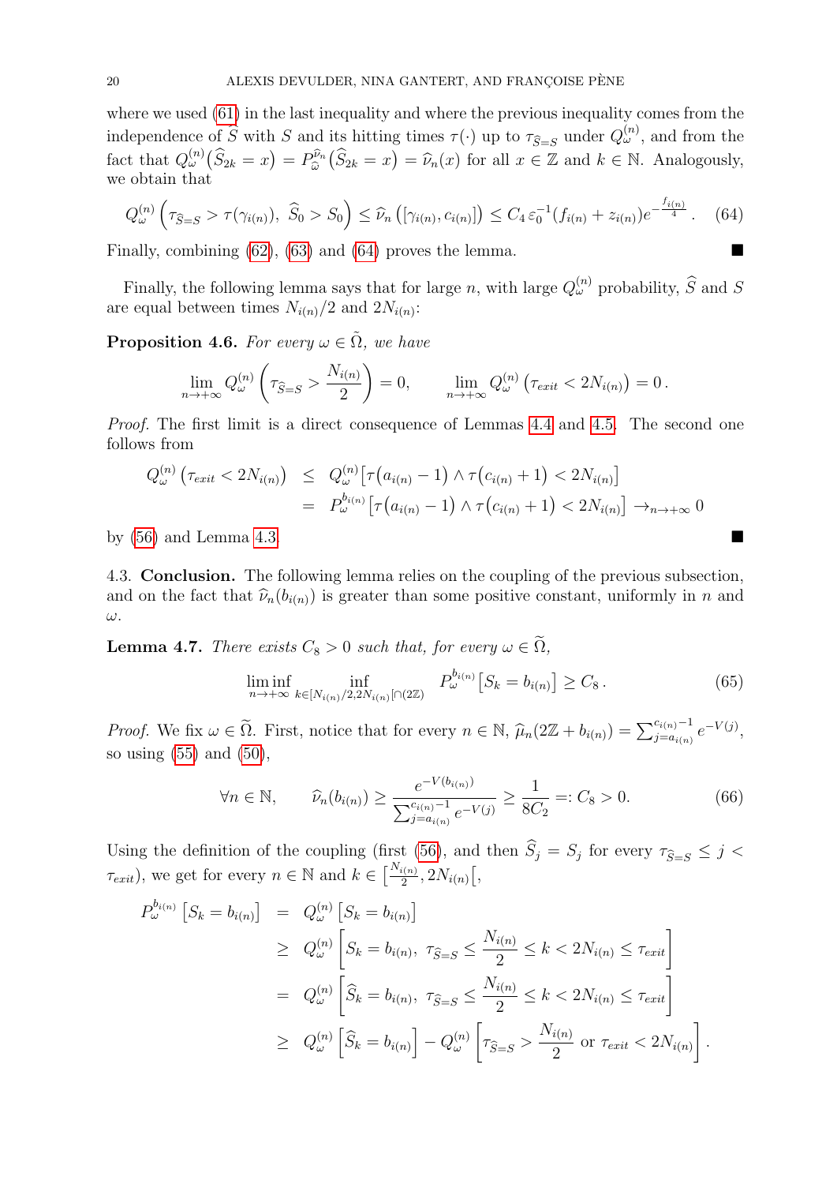where we used (61) in the last inequality and where the previous inequality comes from the independence of $\widehat{S}$ with $S$ and its hitting times $\tau(\cdot)$ up to $\tau_{\widehat{S}=S}$ under $Q_\omega^{(n)}$, and from the fact that $Q_\omega^{(n)}\big(\widehat{S}_{2k}=x\big) = P_{\widehat{\omega}}^{\widehat{\nu}_n}\big(\widehat{S}_{2k}=x\big) = \widehat{\nu}_n(x)$ for all $x\in\mathbb{Z}$ and $k\in\mathbb{N}$. Analogously, we obtain that

$$Q_\omega^{(n)}\left(\tau_{\widehat{S}=S} > \tau(\gamma_{i(n)}),\ \widehat{S}_0 > S_0\right) \le \widehat{\nu}_n\left([\gamma_{i(n)}, c_{i(n)}]\right) \le C_4\,\varepsilon_0^{-1}(f_{i(n)}+z_{i(n)})e^{-\frac{f_{i(n)}}{4}}\,. \qquad (64)$$

Finally, combining (62), (63) and (64) proves the lemma. ∎

Finally, the following lemma says that for large $n$, with large $Q_\omega^{(n)}$ probability, $\widehat{S}$ and $S$ are equal between times $N_{i(n)}/2$ and $2N_{i(n)}$:

**Proposition 4.6.** *For every $\omega\in\tilde{\Omega}$, we have*

$$\lim_{n\to+\infty} Q_\omega^{(n)}\left(\tau_{\widehat{S}=S} > \frac{N_{i(n)}}{2}\right) = 0, \qquad \lim_{n\to+\infty} Q_\omega^{(n)}\left(\tau_{exit} < 2N_{i(n)}\right) = 0\,.$$

*Proof.* The first limit is a direct consequence of Lemmas 4.4 and 4.5. The second one follows from

$$\begin{aligned}
Q_\omega^{(n)}\left(\tau_{exit} < 2N_{i(n)}\right) &\le Q_\omega^{(n)}\big[\tau\big(a_{i(n)}-1\big)\wedge\tau\big(c_{i(n)}+1\big) < 2N_{i(n)}\big] \\
&= P_\omega^{b_{i(n)}}\big[\tau\big(a_{i(n)}-1\big)\wedge\tau\big(c_{i(n)}+1\big) < 2N_{i(n)}\big] \to_{n\to+\infty} 0
\end{aligned}$$

by (56) and Lemma 4.3. ∎

4.3. **Conclusion.** The following lemma relies on the coupling of the previous subsection, and on the fact that $\widehat{\nu}_n(b_{i(n)})$ is greater than some positive constant, uniformly in $n$ and $\omega$.

**Lemma 4.7.** *There exists $C_8>0$ such that, for every $\omega\in\widetilde{\Omega}$,*

$$\liminf_{n\to+\infty}\ \inf_{k\in[N_{i(n)}/2,2N_{i(n)}[\cap(2\mathbb{Z})} P_\omega^{b_{i(n)}}\big[S_k = b_{i(n)}\big] \ge C_8\,. \qquad (65)$$

*Proof.* We fix $\omega\in\widetilde{\Omega}$. First, notice that for every $n\in\mathbb{N}$, $\widehat{\mu}_n(2\mathbb{Z}+b_{i(n)}) = \sum_{j=a_{i(n)}}^{c_{i(n)}-1} e^{-V(j)}$, so using (55) and (50),

$$\forall n\in\mathbb{N},\qquad \widehat{\nu}_n(b_{i(n)}) \ge \frac{e^{-V(b_{i(n)})}}{\sum_{j=a_{i(n)}}^{c_{i(n)}-1} e^{-V(j)}} \ge \frac{1}{8C_2} =: C_8 > 0. \qquad (66)$$

Using the definition of the coupling (first (56), and then $\widehat{S}_j = S_j$ for every $\tau_{\widehat{S}=S}\le j < \tau_{exit}$), we get for every $n\in\mathbb{N}$ and $k\in\left[\frac{N_{i(n)}}{2}, 2N_{i(n)}\right[$,

$$\begin{aligned}
P_\omega^{b_{i(n)}}\left[S_k = b_{i(n)}\right] &= Q_\omega^{(n)}\left[S_k = b_{i(n)}\right] \\
&\ge Q_\omega^{(n)}\left[S_k = b_{i(n)},\ \tau_{\widehat{S}=S}\le \frac{N_{i(n)}}{2}\le k < 2N_{i(n)}\le \tau_{exit}\right] \\
&= Q_\omega^{(n)}\left[\widehat{S}_k = b_{i(n)},\ \tau_{\widehat{S}=S}\le \frac{N_{i(n)}}{2}\le k < 2N_{i(n)}\le \tau_{exit}\right] \\
&\ge Q_\omega^{(n)}\left[\widehat{S}_k = b_{i(n)}\right] - Q_\omega^{(n)}\left[\tau_{\widehat{S}=S} > \frac{N_{i(n)}}{2}\ \text{or}\ \tau_{exit} < 2N_{i(n)}\right].
\end{aligned}$$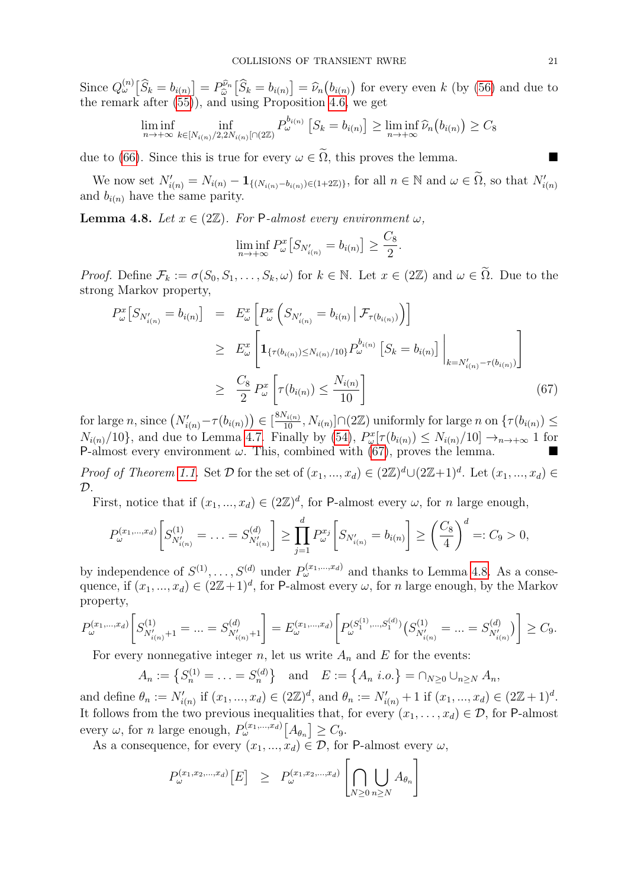Since $Q_\omega^{(n)}\big[\widehat{S}_k = b_{i(n)}\big] = P_{\widehat{\omega}}^{\widehat{\nu}_n}\big[\widehat{S}_k = b_{i(n)}\big] = \widehat{\nu}_n\big(b_{i(n)}\big)$ for every even $k$ (by (56) and due to the remark after (55)), and using Proposition 4.6, we get

$$\liminf_{n\to+\infty} \inf_{k\in[N_{i(n)}/2, 2N_{i(n)}[\cap(2\mathbb{Z})} P_\omega^{b_{i(n)}}\left[S_k = b_{i(n)}\right] \geq \liminf_{n\to+\infty} \widehat{\nu}_n\big(b_{i(n)}\big) \geq C_8$$

due to (66). Since this is true for every $\omega \in \widetilde{\Omega}$, this proves the lemma. ∎

We now set $N'_{i(n)} = N_{i(n)} - \mathbf{1}_{\{(N_{i(n)}-b_{i(n)})\in(1+2\mathbb{Z})\}}$, for all $n \in \mathbb{N}$ and $\omega \in \widetilde{\Omega}$, so that $N'_{i(n)}$ and $b_{i(n)}$ have the same parity.

**Lemma 4.8.** *Let $x \in (2\mathbb{Z})$. For $\mathsf{P}$-almost every environment $\omega$,*

$$\liminf_{n\to+\infty} P_\omega^x\big[S_{N'_{i(n)}} = b_{i(n)}\big] \geq \frac{C_8}{2}.$$

*Proof.* Define $\mathcal{F}_k := \sigma(S_0, S_1, \dots, S_k, \omega)$ for $k \in \mathbb{N}$. Let $x \in (2\mathbb{Z})$ and $\omega \in \widetilde{\Omega}$. Due to the strong Markov property,

$$\begin{aligned}
P_\omega^x\big[S_{N'_{i(n)}} = b_{i(n)}\big] &= E_\omega^x\left[P_\omega^x\left(S_{N'_{i(n)}} = b_{i(n)} \,\middle|\, \mathcal{F}_{\tau(b_{i(n)})}\right)\right] \\
&\geq E_\omega^x\left[\mathbf{1}_{\{\tau(b_{i(n)})\leq N_{i(n)}/10\}} P_\omega^{b_{i(n)}}\left[S_k = b_{i(n)}\right]\Big|_{k=N'_{i(n)}-\tau(b_{i(n)})}\right] \\
&\geq \frac{C_8}{2} P_\omega^x\left[\tau(b_{i(n)}) \leq \frac{N_{i(n)}}{10}\right] \qquad (67)
\end{aligned}$$

for large $n$, since $\big(N'_{i(n)} - \tau(b_{i(n)})\big) \in [\frac{8N_{i(n)}}{10}, N_{i(n)}] \cap (2\mathbb{Z})$ uniformly for large $n$ on $\{\tau(b_{i(n)}) \leq N_{i(n)}/10\}$, and due to Lemma 4.7. Finally by (54), $P_\omega^x[\tau(b_{i(n)}) \leq N_{i(n)}/10] \to_{n\to+\infty} 1$ for $\mathsf{P}$-almost every environment $\omega$. This, combined with (67), proves the lemma. ∎

*Proof of Theorem 1.1.* Set $\mathcal{D}$ for the set of $(x_1, ..., x_d) \in (2\mathbb{Z})^d \cup (2\mathbb{Z}+1)^d$. Let $(x_1, ..., x_d) \in \mathcal{D}$.

First, notice that if $(x_1, ..., x_d) \in (2\mathbb{Z})^d$, for $\mathsf{P}$-almost every $\omega$, for $n$ large enough,

$$P_\omega^{(x_1,\dots,x_d)}\left[S^{(1)}_{N'_{i(n)}} = \ldots = S^{(d)}_{N'_{i(n)}}\right] \geq \prod_{j=1}^d P_\omega^{x_j}\left[S_{N'_{i(n)}} = b_{i(n)}\right] \geq \left(\frac{C_8}{4}\right)^d =: C_9 > 0,$$

by independence of $S^{(1)}, \dots, S^{(d)}$ under $P_\omega^{(x_1,\dots,x_d)}$ and thanks to Lemma 4.8. As a consequence, if $(x_1, ..., x_d) \in (2\mathbb{Z}+1)^d$, for $\mathsf{P}$-almost every $\omega$, for $n$ large enough, by the Markov property,

$$P_\omega^{(x_1,\dots,x_d)}\left[S^{(1)}_{N'_{i(n)}+1} = \ldots = S^{(d)}_{N'_{i(n)}+1}\right] = E_\omega^{(x_1,\dots,x_d)}\left[P_\omega^{(S_1^{(1)},\dots,S_1^{(d)})}\big(S^{(1)}_{N'_{i(n)}} = \ldots = S^{(d)}_{N'_{i(n)}}\big)\right] \geq C_9.$$

For every nonnegative integer $n$, let us write $A_n$ and $E$ for the events:

$$A_n := \big\{S_n^{(1)} = \ldots = S_n^{(d)}\big\} \quad \text{and} \quad E := \{A_n \ i.o.\} = \cap_{N\geq 0} \cup_{n\geq N} A_n,$$

and define $\theta_n := N'_{i(n)}$ if $(x_1, ..., x_d) \in (2\mathbb{Z})^d$, and $\theta_n := N'_{i(n)} + 1$ if $(x_1, ..., x_d) \in (2\mathbb{Z}+1)^d$. It follows from the two previous inequalities that, for every $(x_1, \dots, x_d) \in \mathcal{D}$, for $\mathsf{P}$-almost every $\omega$, for $n$ large enough, $P_\omega^{(x_1,\dots,x_d)}\big[A_{\theta_n}\big] \geq C_9$.

As a consequence, for every $(x_1, ..., x_d) \in \mathcal{D}$, for $\mathsf{P}$-almost every $\omega$,

$$P_\omega^{(x_1,x_2,\dots,x_d)}\big[E\big] \geq P_\omega^{(x_1,x_2,\dots,x_d)}\left[\bigcap_{N\geq 0}\bigcup_{n\geq N} A_{\theta_n}\right]$$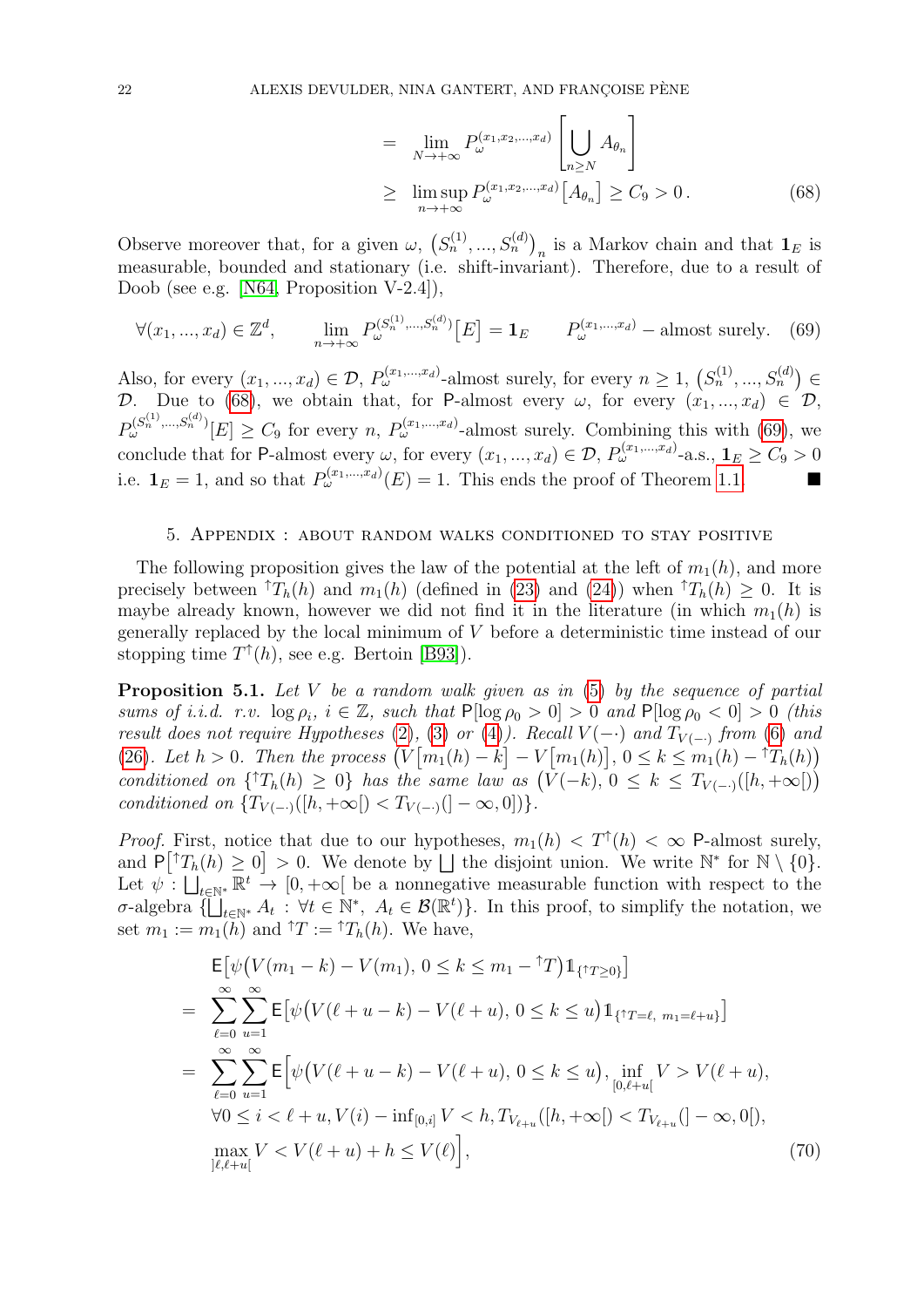$$
\begin{aligned}
&= \lim_{N\to+\infty} P_\omega^{(x_1,x_2,\dots,x_d)}\left[\bigcup_{n\geq N} A_{\theta_n}\right] \\
&\geq \limsup_{n\to+\infty} P_\omega^{(x_1,x_2,\dots,x_d)}\big[A_{\theta_n}\big] \geq C_9 > 0\,. \qquad (68)
\end{aligned}
$$

Observe moreover that, for a given $\omega$, $\big(S_n^{(1)},\dots,S_n^{(d)}\big)_n$ is a Markov chain and that $\mathbf{1}_E$ is measurable, bounded and stationary (i.e. shift-invariant). Therefore, due to a result of Doob (see e.g. [N64, Proposition V-2.4]),

$$
\forall (x_1,\dots,x_d)\in\mathbb{Z}^d, \qquad \lim_{n\to+\infty} P_\omega^{(S_n^{(1)},\dots,S_n^{(d)})}\big[E\big] = \mathbf{1}_E \qquad P_\omega^{(x_1,\dots,x_d)} - \text{almost surely.} \quad (69)
$$

Also, for every $(x_1,\dots,x_d)\in\mathcal{D}$, $P_\omega^{(x_1,\dots,x_d)}$-almost surely, for every $n\geq 1$, $\big(S_n^{(1)},\dots,S_n^{(d)}\big)\in\mathcal{D}$. Due to (68), we obtain that, for $\mathsf{P}$-almost every $\omega$, for every $(x_1,\dots,x_d)\in\mathcal{D}$, $P_\omega^{(S_n^{(1)},\dots,S_n^{(d)})}[E]\geq C_9$ for every $n$, $P_\omega^{(x_1,\dots,x_d)}$-almost surely. Combining this with (69), we conclude that for $\mathsf{P}$-almost every $\omega$, for every $(x_1,\dots,x_d)\in\mathcal{D}$, $P_\omega^{(x_1,\dots,x_d)}$-a.s., $\mathbf{1}_E\geq C_9>0$ i.e. $\mathbf{1}_E=1$, and so that $P_\omega^{(x_1,\dots,x_d)}(E)=1$. This ends the proof of Theorem 1.1. ■

## 5. Appendix : about random walks conditioned to stay positive

The following proposition gives the law of the potential at the left of $m_1(h)$, and more precisely between ${}^\uparrow T_h(h)$ and $m_1(h)$ (defined in (23) and (24)) when ${}^\uparrow T_h(h)\geq 0$. It is maybe already known, however we did not find it in the literature (in which $m_1(h)$ is generally replaced by the local minimum of $V$ before a deterministic time instead of our stopping time $T^\uparrow(h)$, see e.g. Bertoin [B93]).

**Proposition 5.1.** *Let $V$ be a random walk given as in (5) by the sequence of partial sums of i.i.d. r.v. $\log\rho_i$, $i\in\mathbb{Z}$, such that $\mathsf{P}[\log\rho_0>0]>0$ and $\mathsf{P}[\log\rho_0<0]>0$ (this result does not require Hypotheses (2), (3) or (4)). Recall $V(-\cdot)$ and $T_{V(-\cdot)}$ from (6) and (26). Let $h>0$. Then the process $\big(V\big[m_1(h)-k\big]-V\big[m_1(h)\big],\,0\leq k\leq m_1(h)-{}^\uparrow T_h(h)\big)$ conditioned on $\{{}^\uparrow T_h(h)\geq 0\}$ has the same law as $\big(V(-k),\,0\leq k\leq T_{V(-\cdot)}([h,+\infty[)\big)$ conditioned on $\{T_{V(-\cdot)}([h,+\infty[)<T_{V(-\cdot)}(]-\infty,0])\}$.*

*Proof.* First, notice that due to our hypotheses, $m_1(h)<T^\uparrow(h)<\infty$ $\mathsf{P}$-almost surely, and $\mathsf{P}\big[{}^\uparrow T_h(h)\geq 0\big]>0$. We denote by $\bigsqcup$ the disjoint union. We write $\mathbb{N}^*$ for $\mathbb{N}\setminus\{0\}$. Let $\psi:\bigsqcup_{t\in\mathbb{N}^*}\mathbb{R}^t\to[0,+\infty[$ be a nonnegative measurable function with respect to the $\sigma$-algebra $\{\bigsqcup_{t\in\mathbb{N}^*}A_t\,:\,\forall t\in\mathbb{N}^*,\ A_t\in\mathcal{B}(\mathbb{R}^t)\}$. In this proof, to simplify the notation, we set $m_1:=m_1(h)$ and ${}^\uparrow T:={}^\uparrow T_h(h)$. We have,

$$
\begin{aligned}
&\mathsf{E}\big[\psi\big(V(m_1-k)-V(m_1),\,0\leq k\leq m_1-{}^\uparrow T\big)\mathbb{1}_{\{{}^\uparrow T\geq 0\}}\big] \\
=\ &\sum_{\ell=0}^{\infty}\sum_{u=1}^{\infty}\mathsf{E}\big[\psi\big(V(\ell+u-k)-V(\ell+u),\,0\leq k\leq u\big)\mathbb{1}_{\{{}^\uparrow T=\ell,\ m_1=\ell+u\}}\big] \\
=\ &\sum_{\ell=0}^{\infty}\sum_{u=1}^{\infty}\mathsf{E}\Big[\psi\big(V(\ell+u-k)-V(\ell+u),\,0\leq k\leq u\big),\ \inf_{[0,\ell+u[}V>V(\ell+u), \\
&\forall 0\leq i<\ell+u, V(i)-\inf_{[0,i]}V<h, T_{V_{\ell+u}}([h,+\infty[)<T_{V_{\ell+u}}(]-\infty,0[), \\
&\max_{]\ell,\ell+u[}V<V(\ell+u)+h\leq V(\ell)\Big], \qquad (70)
\end{aligned}
$$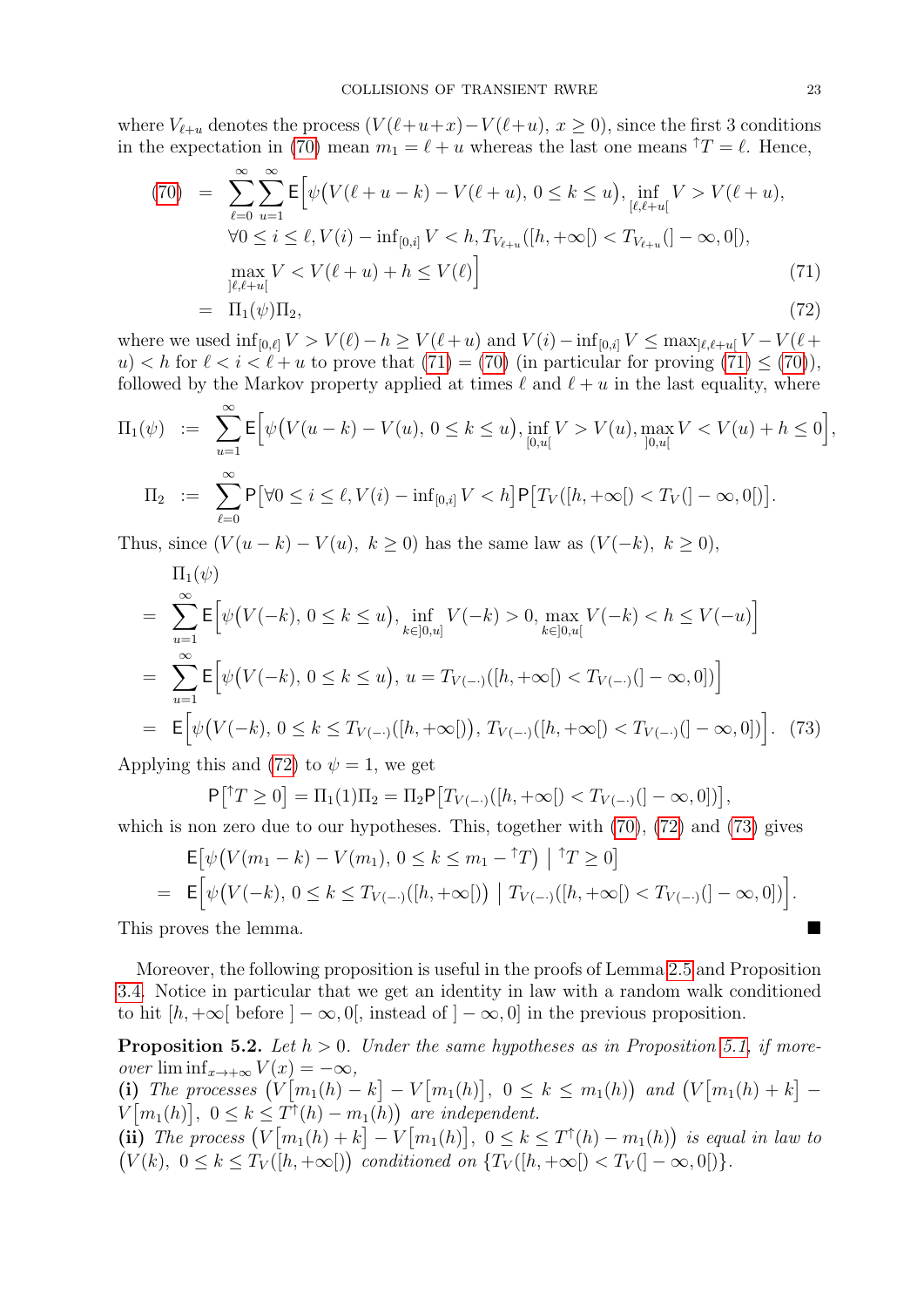where $V_{\ell+u}$ denotes the process $(V(\ell+u+x)-V(\ell+u),\ x\geq 0)$, since the first 3 conditions in the expectation in (70) mean $m_1=\ell+u$ whereas the last one means ${}^{\uparrow}T=\ell$. Hence,

$$
\begin{aligned}
(70) \quad &= \sum_{\ell=0}^{\infty}\sum_{u=1}^{\infty} \mathsf{E}\Big[\psi\big(V(\ell+u-k)-V(\ell+u),\ 0\leq k\leq u\big), \inf_{[\ell,\ell+u[} V > V(\ell+u), \\
&\qquad \forall 0\leq i\leq \ell, V(i)-\inf\nolimits_{[0,i]} V<h, T_{V_{\ell+u}}([h,+\infty[) < T_{V_{\ell+u}}(]-\infty,0[), \\
&\qquad \max_{]\ell,\ell+u[} V < V(\ell+u)+h\leq V(\ell)\Big] \qquad (71)\\
&= \Pi_1(\psi)\Pi_2, \qquad (72)
\end{aligned}
$$

where we used $\inf_{[0,\ell]} V > V(\ell)-h\geq V(\ell+u)$ and $V(i)-\inf_{[0,i]} V\leq \max_{]\ell,\ell+u[} V - V(\ell+u) < h$ for $\ell<i<\ell+u$ to prove that (71) $=$ (70) (in particular for proving (71) $\leq$ (70)), followed by the Markov property applied at times $\ell$ and $\ell+u$ in the last equality, where

$$
\Pi_1(\psi) \ := \ \sum_{u=1}^{\infty} \mathsf{E}\Big[\psi\big(V(u-k)-V(u),\ 0\leq k\leq u\big), \inf_{[0,u[} V > V(u), \max_{]0,u[} V < V(u)+h\leq 0\Big],
$$

$$
\Pi_2 \ := \ \sum_{\ell=0}^{\infty} \mathsf{P}\big[\forall 0\leq i\leq \ell, V(i)-\inf\nolimits_{[0,i]} V<h\big]\mathsf{P}\big[T_V([h,+\infty[) < T_V(]-\infty,0[)\big].
$$

Thus, since $(V(u-k)-V(u),\ k\geq 0)$ has the same law as $(V(-k),\ k\geq 0)$,

$$
\begin{aligned}
&\Pi_1(\psi)\\
&= \sum_{u=1}^{\infty} \mathsf{E}\Big[\psi\big(V(-k),\ 0\leq k\leq u\big), \inf_{k\in]0,u]} V(-k)>0, \max_{k\in]0,u[} V(-k) < h\leq V(-u)\Big]\\
&= \sum_{u=1}^{\infty} \mathsf{E}\Big[\psi\big(V(-k),\ 0\leq k\leq u\big),\ u=T_{V(-\cdot)}([h,+\infty[) < T_{V(-\cdot)}(]-\infty,0])\Big]\\
&= \mathsf{E}\Big[\psi\big(V(-k),\ 0\leq k\leq T_{V(-\cdot)}([h,+\infty[)\big),\ T_{V(-\cdot)}([h,+\infty[) < T_{V(-\cdot)}(]-\infty,0])\Big]. \quad (73)
\end{aligned}
$$

Applying this and (72) to $\psi=1$, we get

$$
\mathsf{P}\big[{}^{\uparrow}T\geq 0\big] = \Pi_1(1)\Pi_2 = \Pi_2 \mathsf{P}\big[T_{V(-\cdot)}([h,+\infty[) < T_{V(-\cdot)}(]-\infty,0])\big],
$$

which is non zero due to our hypotheses. This, together with (70), (72) and (73) gives

$$
\begin{aligned}
&\mathsf{E}\big[\psi\big(V(m_1-k)-V(m_1),\ 0\leq k\leq m_1-{}^{\uparrow}T\big)\ \big|\ {}^{\uparrow}T\geq 0\big]\\
&= \mathsf{E}\Big[\psi\big(V(-k),\ 0\leq k\leq T_{V(-\cdot)}([h,+\infty[)\big)\ \big|\ T_{V(-\cdot)}([h,+\infty[) < T_{V(-\cdot)}(]-\infty,0])\Big].
\end{aligned}
$$

This proves the lemma. ∎

Moreover, the following proposition is useful in the proofs of Lemma 2.5 and Proposition 3.4. Notice in particular that we get an identity in law with a random walk conditioned to hit $[h,+\infty[$ before $]-\infty,0[$, instead of $]-\infty,0]$ in the previous proposition.

**Proposition 5.2.** *Let $h>0$. Under the same hypotheses as in Proposition 5.1, if moreover $\liminf_{x\to+\infty} V(x)=-\infty$,*

**(i)** *The processes $\big(V\big[m_1(h)-k\big]-V\big[m_1(h)\big],\ 0\leq k\leq m_1(h)\big)$ and $\big(V\big[m_1(h)+k\big]-V\big[m_1(h)\big],\ 0\leq k\leq T^{\uparrow}(h)-m_1(h)\big)$ are independent.*

**(ii)** *The process $\big(V\big[m_1(h)+k\big]-V\big[m_1(h)\big],\ 0\leq k\leq T^{\uparrow}(h)-m_1(h)\big)$ is equal in law to $\big(V(k),\ 0\leq k\leq T_V([h,+\infty[)\big)$ conditioned on $\{T_V([h,+\infty[) < T_V(]-\infty,0[)\}$.*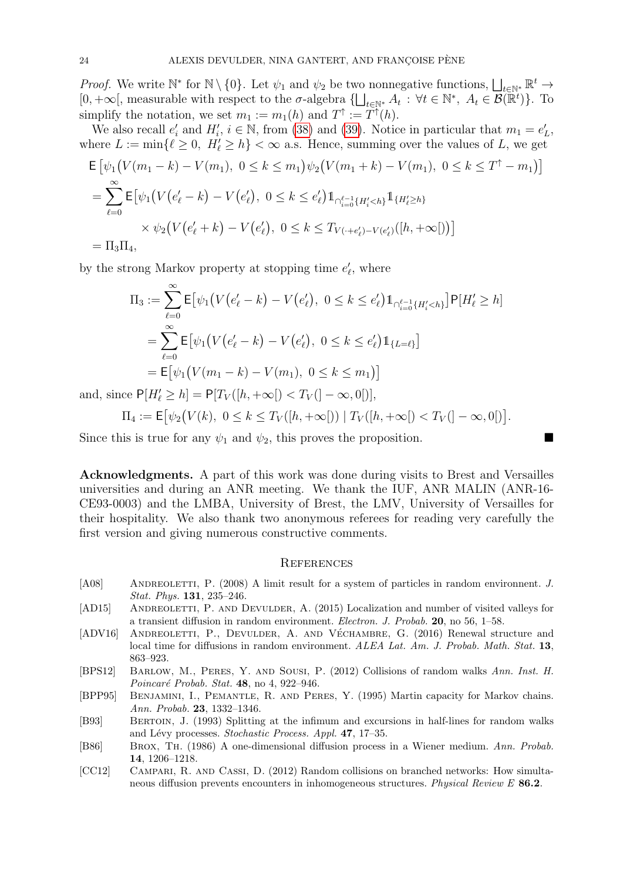*Proof.* We write $\mathbb{N}^*$ for $\mathbb{N} \setminus \{0\}$. Let $\psi_1$ and $\psi_2$ be two nonnegative functions, $\bigsqcup_{t\in\mathbb{N}^*} \mathbb{R}^t \to [0, +\infty[$, measurable with respect to the $\sigma$-algebra $\{\bigsqcup_{t\in\mathbb{N}^*} A_t \, : \, \forall t \in \mathbb{N}^*, \; A_t \in \mathcal{B}(\mathbb{R}^t)\}$. To simplify the notation, we set $m_1 := m_1(h)$ and $T^\uparrow := T^\uparrow(h)$.

We also recall $e_i'$ and $H_i'$, $i \in \mathbb{N}$, from (38) and (39). Notice in particular that $m_1 = e_L'$, where $L := \min\{\ell \geq 0, \; H_\ell' \geq h\} < \infty$ a.s. Hence, summing over the values of $L$, we get

$$
\begin{aligned}
&\mathsf{E}\left[\psi_1\big(V(m_1 - k) - V(m_1), \; 0 \leq k \leq m_1\big)\psi_2\big(V(m_1 + k) - V(m_1), \; 0 \leq k \leq T^\uparrow - m_1\big)\right] \\
&= \sum_{\ell=0}^{\infty} \mathsf{E}\big[\psi_1\big(V\big(e_\ell' - k\big) - V\big(e_\ell'\big), \; 0 \leq k \leq e_\ell'\big)\mathbb{1}_{\cap_{i=0}^{\ell-1}\{H_i' < h\}}\mathbb{1}_{\{H_\ell' \geq h\}} \\
&\qquad\qquad \times \psi_2\big(V\big(e_\ell' + k\big) - V\big(e_\ell'\big), \; 0 \leq k \leq T_{V(\cdot + e_\ell') - V(e_\ell')}([h, +\infty[)\big)\big] \\
&= \Pi_3 \Pi_4,
\end{aligned}
$$

by the strong Markov property at stopping time $e_\ell'$, where

$$
\begin{aligned}
\Pi_3 &:= \sum_{\ell=0}^{\infty} \mathsf{E}\big[\psi_1\big(V\big(e_\ell' - k\big) - V\big(e_\ell'\big), \; 0 \leq k \leq e_\ell'\big)\mathbb{1}_{\cap_{i=0}^{\ell-1}\{H_i' < h\}}\big]\mathsf{P}[H_\ell' \geq h] \\
&= \sum_{\ell=0}^{\infty} \mathsf{E}\big[\psi_1\big(V\big(e_\ell' - k\big) - V\big(e_\ell'\big), \; 0 \leq k \leq e_\ell'\big)\mathbb{1}_{\{L=\ell\}}\big] \\
&= \mathsf{E}\big[\psi_1\big(V(m_1 - k) - V(m_1), \; 0 \leq k \leq m_1\big)\big]
\end{aligned}
$$

and, since $\mathsf{P}[H_\ell' \geq h] = \mathsf{P}[T_V([h, +\infty[) < T_V(]-\infty, 0[)]$,

$$
\Pi_4 := \mathsf{E}\big[\psi_2\big(V(k), \; 0 \leq k \leq T_V([h, +\infty[)\big) \mid T_V([h, +\infty[) < T_V(]-\infty, 0[)\big].
$$

Since this is true for any $\psi_1$ and $\psi_2$, this proves the proposition. ∎

**Acknowledgments.** A part of this work was done during visits to Brest and Versailles universities and during an ANR meeting. We thank the IUF, ANR MALIN (ANR-16-CE93-0003) and the LMBA, University of Brest, the LMV, University of Versailles for their hospitality. We also thank two anonymous referees for reading very carefully the first version and giving numerous constructive comments.

## References

- [A08] Andreoletti, P. (2008) A limit result for a system of particles in random environment. *J. Stat. Phys.* **131**, 235–246.
- [AD15] Andreoletti, P. and Devulder, A. (2015) Localization and number of visited valleys for a transient diffusion in random environment. *Electron. J. Probab.* **20**, no 56, 1–58.
- [ADV16] Andreoletti, P., Devulder, A. and Véchambre, G. (2016) Renewal structure and local time for diffusions in random environment. *ALEA Lat. Am. J. Probab. Math. Stat.* **13**, 863–923.
- [BPS12] Barlow, M., Peres, Y. and Sousi, P. (2012) Collisions of random walks *Ann. Inst. H. Poincaré Probab. Stat.* **48**, no 4, 922–946.
- [BPP95] Benjamini, I., Pemantle, R. and Peres, Y. (1995) Martin capacity for Markov chains. *Ann. Probab.* **23**, 1332–1346.
- [B93] Bertoin, J. (1993) Splitting at the infimum and excursions in half-lines for random walks and Lévy processes. *Stochastic Process. Appl.* **47**, 17–35.
- [B86] Brox, Th. (1986) A one-dimensional diffusion process in a Wiener medium. *Ann. Probab.* **14**, 1206–1218.
- [CC12] Campari, R. and Cassi, D. (2012) Random collisions on branched networks: How simultaneous diffusion prevents encounters in inhomogeneous structures. *Physical Review E* **86.2**.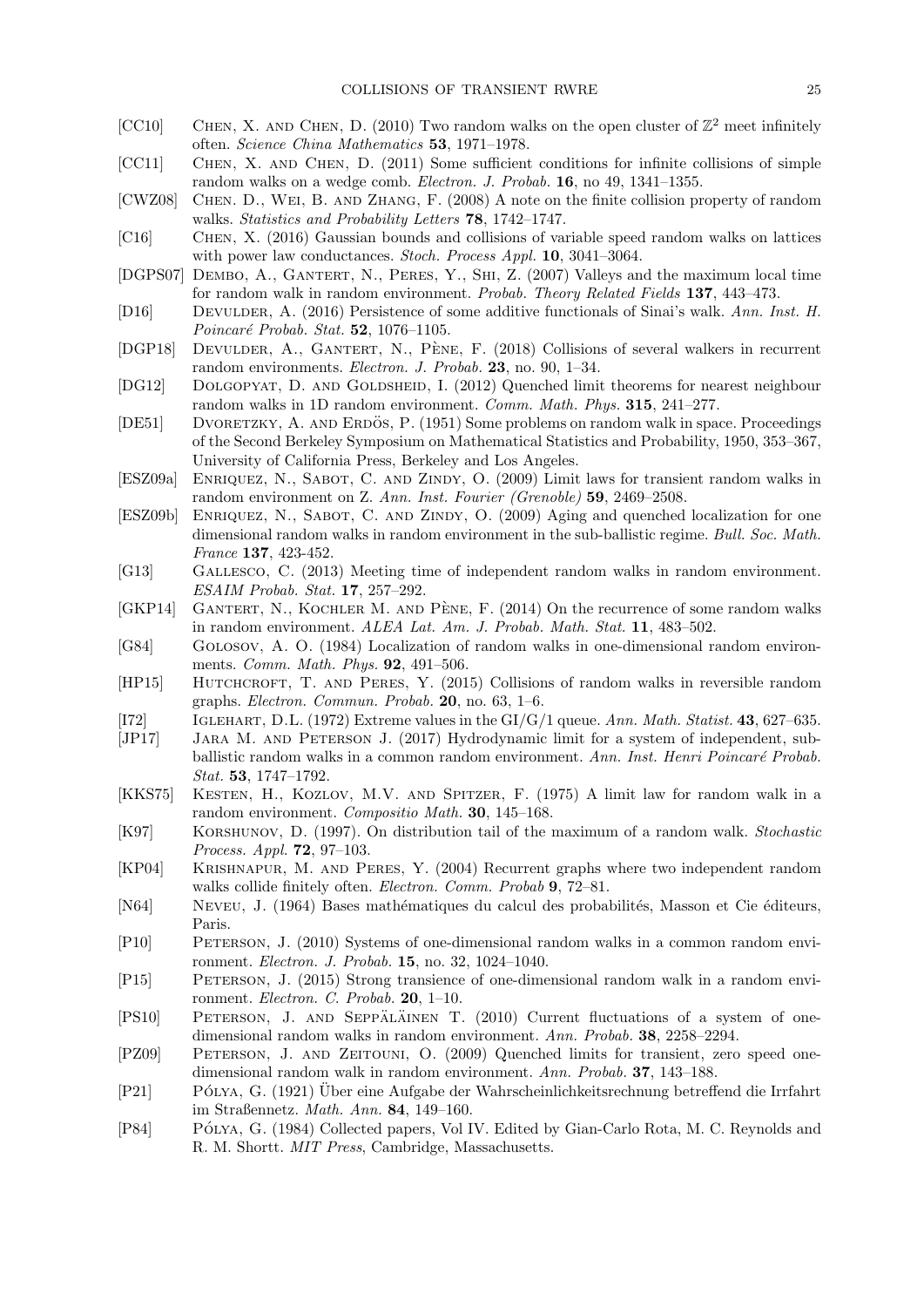[CC10] Chen, X. and Chen, D. (2010) Two random walks on the open cluster of $\mathbb{Z}^2$ meet infinitely often. *Science China Mathematics* **53**, 1971–1978.

[CC11] Chen, X. and Chen, D. (2011) Some sufficient conditions for infinite collisions of simple random walks on a wedge comb. *Electron. J. Probab.* **16**, no 49, 1341–1355.

[CWZ08] Chen. D., Wei, B. and Zhang, F. (2008) A note on the finite collision property of random walks. *Statistics and Probability Letters* **78**, 1742–1747.

[C16] Chen, X. (2016) Gaussian bounds and collisions of variable speed random walks on lattices with power law conductances. *Stoch. Process Appl.* **10**, 3041–3064.

[DGPS07] Dembo, A., Gantert, N., Peres, Y., Shi, Z. (2007) Valleys and the maximum local time for random walk in random environment. *Probab. Theory Related Fields* **137**, 443–473.

[D16] Devulder, A. (2016) Persistence of some additive functionals of Sinai's walk. *Ann. Inst. H. Poincaré Probab. Stat.* **52**, 1076–1105.

[DGP18] Devulder, A., Gantert, N., Pène, F. (2018) Collisions of several walkers in recurrent random environments. *Electron. J. Probab.* **23**, no. 90, 1–34.

[DG12] Dolgopyat, D. and Goldsheid, I. (2012) Quenched limit theorems for nearest neighbour random walks in 1D random environment. *Comm. Math. Phys.* **315**, 241–277.

[DE51] Dvoretzky, A. and Erdös, P. (1951) Some problems on random walk in space. Proceedings of the Second Berkeley Symposium on Mathematical Statistics and Probability, 1950, 353–367, University of California Press, Berkeley and Los Angeles.

[ESZ09a] Enriquez, N., Sabot, C. and Zindy, O. (2009) Limit laws for transient random walks in random environment on Z. *Ann. Inst. Fourier (Grenoble)* **59**, 2469–2508.

[ESZ09b] Enriquez, N., Sabot, C. and Zindy, O. (2009) Aging and quenched localization for one dimensional random walks in random environment in the sub-ballistic regime. *Bull. Soc. Math. France* **137**, 423-452.

[G13] Gallesco, C. (2013) Meeting time of independent random walks in random environment. *ESAIM Probab. Stat.* **17**, 257–292.

[GKP14] Gantert, N., Kochler M. and Pène, F. (2014) On the recurrence of some random walks in random environment. *ALEA Lat. Am. J. Probab. Math. Stat.* **11**, 483–502.

[G84] Golosov, A. O. (1984) Localization of random walks in one-dimensional random environments. *Comm. Math. Phys.* **92**, 491–506.

[HP15] Hutchcroft, T. and Peres, Y. (2015) Collisions of random walks in reversible random graphs. *Electron. Commun. Probab.* **20**, no. 63, 1–6.

[I72] Iglehart, D.L. (1972) Extreme values in the GI/G/1 queue. *Ann. Math. Statist.* **43**, 627–635.

[JP17] Jara M. and Peterson J. (2017) Hydrodynamic limit for a system of independent, sub-ballistic random walks in a common random environment. *Ann. Inst. Henri Poincaré Probab. Stat.* **53**, 1747–1792.

[KKS75] Kesten, H., Kozlov, M.V. and Spitzer, F. (1975) A limit law for random walk in a random environment. *Compositio Math.* **30**, 145–168.

[K97] Korshunov, D. (1997). On distribution tail of the maximum of a random walk. *Stochastic Process. Appl.* **72**, 97–103.

[KP04] Krishnapur, M. and Peres, Y. (2004) Recurrent graphs where two independent random walks collide finitely often. *Electron. Comm. Probab* **9**, 72–81.

[N64] Neveu, J. (1964) Bases mathématiques du calcul des probabilités, Masson et Cie éditeurs, Paris.

[P10] Peterson, J. (2010) Systems of one-dimensional random walks in a common random environment. *Electron. J. Probab.* **15**, no. 32, 1024–1040.

[P15] Peterson, J. (2015) Strong transience of one-dimensional random walk in a random environment. *Electron. C. Probab.* **20**, 1–10.

[PS10] Peterson, J. and Seppäläinen T. (2010) Current fluctuations of a system of one-dimensional random walks in random environment. *Ann. Probab.* **38**, 2258–2294.

[PZ09] Peterson, J. and Zeitouni, O. (2009) Quenched limits for transient, zero speed one-dimensional random walk in random environment. *Ann. Probab.* **37**, 143–188.

[P21] Pólya, G. (1921) Über eine Aufgabe der Wahrscheinlichkeitsrechnung betreffend die Irrfahrt im Straßennetz. *Math. Ann.* **84**, 149–160.

[P84] Pólya, G. (1984) Collected papers, Vol IV. Edited by Gian-Carlo Rota, M. C. Reynolds and R. M. Shortt. *MIT Press*, Cambridge, Massachusetts.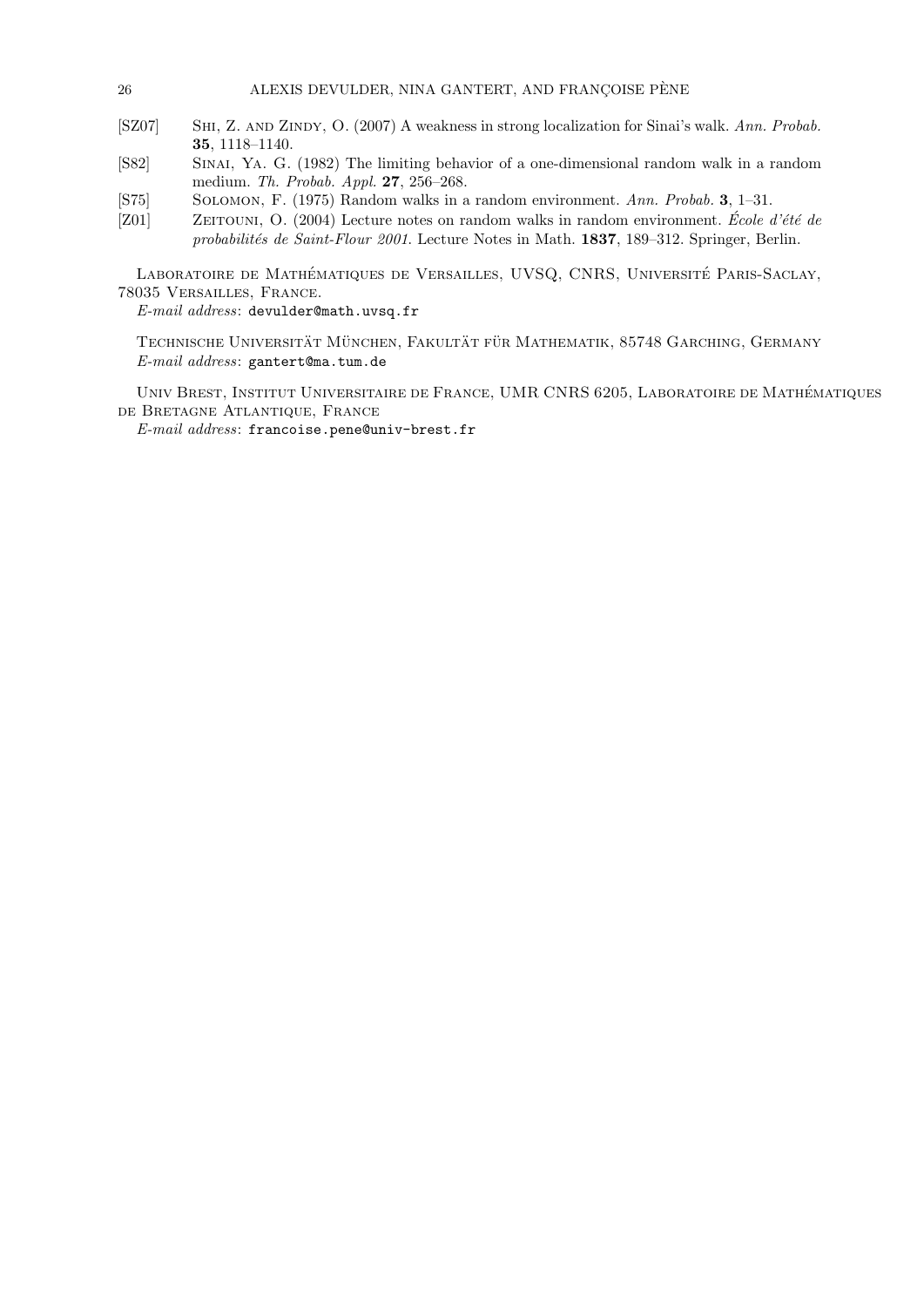[SZ07] Shi, Z. and Zindy, O. (2007) A weakness in strong localization for Sinai's walk. *Ann. Probab.* **35**, 1118–1140.

[S82] Sinai, Ya. G. (1982) The limiting behavior of a one-dimensional random walk in a random medium. *Th. Probab. Appl.* **27**, 256–268.

[S75] Solomon, F. (1975) Random walks in a random environment. *Ann. Probab.* **3**, 1–31.

[Z01] Zeitouni, O. (2004) Lecture notes on random walks in random environment. *École d'été de probabilités de Saint-Flour 2001.* Lecture Notes in Math. **1837**, 189–312. Springer, Berlin.

Laboratoire de Mathématiques de Versailles, UVSQ, CNRS, Université Paris-Saclay, 78035 Versailles, France.
*E-mail address*: devulder@math.uvsq.fr

Technische Universität München, Fakultät für Mathematik, 85748 Garching, Germany
*E-mail address*: gantert@ma.tum.de

Univ Brest, Institut Universitaire de France, UMR CNRS 6205, Laboratoire de Mathématiques de Bretagne Atlantique, France
*E-mail address*: francoise.pene@univ-brest.fr